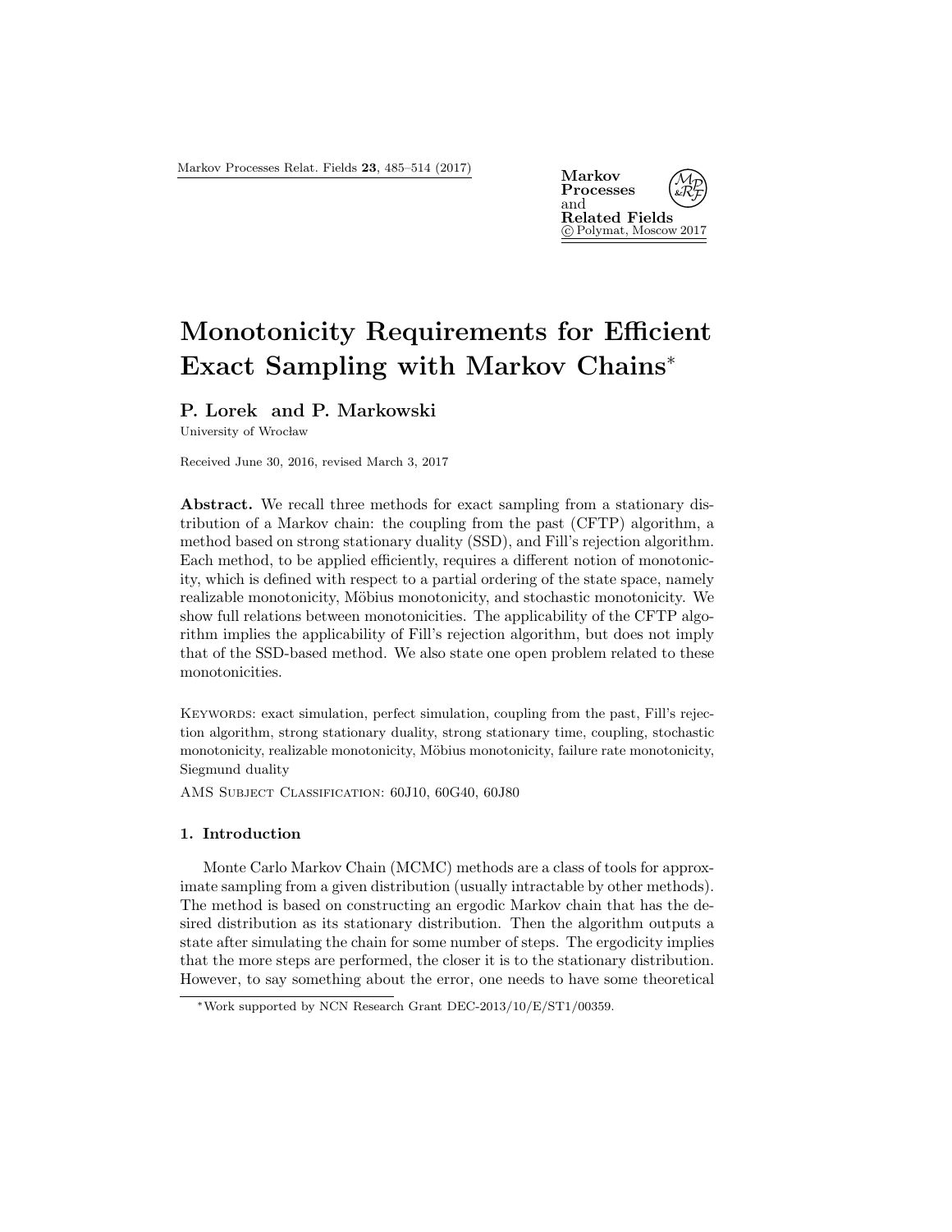# Monotonicity Requirements for Efficient Exact Sampling with Markov Chains*

**P. Lorek and P. Markowski**

University of Wrocław

Received June 30, 2016, revised March 3, 2017

**Abstract.** We recall three methods for exact sampling from a stationary distribution of a Markov chain: the coupling from the past (CFTP) algorithm, a method based on strong stationary duality (SSD), and Fill's rejection algorithm. Each method, to be applied efficiently, requires a different notion of monotonicity, which is defined with respect to a partial ordering of the state space, namely realizable monotonicity, Möbius monotonicity, and stochastic monotonicity. We show full relations between monotonicities. The applicability of the CFTP algorithm implies the applicability of Fill's rejection algorithm, but does not imply that of the SSD-based method. We also state one open problem related to these monotonicities.

KEYWORDS: exact simulation, perfect simulation, coupling from the past, Fill's rejection algorithm, strong stationary duality, strong stationary time, coupling, stochastic monotonicity, realizable monotonicity, Möbius monotonicity, failure rate monotonicity, Siegmund duality

AMS SUBJECT CLASSIFICATION: 60J10, 60G40, 60J80

## 1. Introduction

Monte Carlo Markov Chain (MCMC) methods are a class of tools for approximate sampling from a given distribution (usually intractable by other methods). The method is based on constructing an ergodic Markov chain that has the desired distribution as its stationary distribution. Then the algorithm outputs a state after simulating the chain for some number of steps. The ergodicity implies that the more steps are performed, the closer it is to the stationary distribution. However, to say something about the error, one needs to have some theoretical

*Work supported by NCN Research Grant DEC-2013/10/E/ST1/00359.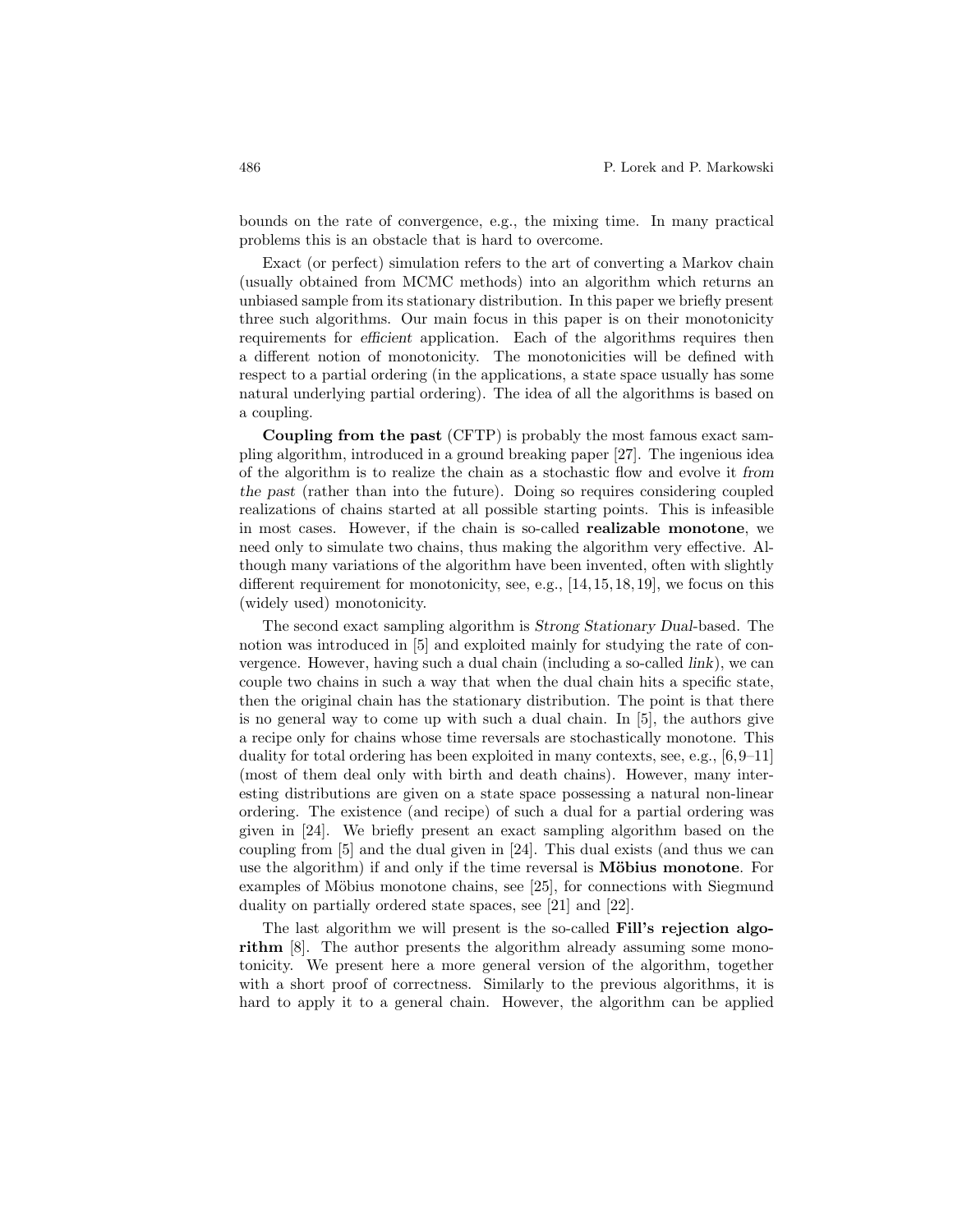bounds on the rate of convergence, e.g., the mixing time. In many practical problems this is an obstacle that is hard to overcome.

Exact (or perfect) simulation refers to the art of converting a Markov chain (usually obtained from MCMC methods) into an algorithm which returns an unbiased sample from its stationary distribution. In this paper we briefly present three such algorithms. Our main focus in this paper is on their monotonicity requirements for *efficient* application. Each of the algorithms requires then a different notion of monotonicity. The monotonicities will be defined with respect to a partial ordering (in the applications, a state space usually has some natural underlying partial ordering). The idea of all the algorithms is based on a coupling.

**Coupling from the past** (CFTP) is probably the most famous exact sampling algorithm, introduced in a ground breaking paper [27]. The ingenious idea of the algorithm is to realize the chain as a stochastic flow and evolve it *from the past* (rather than into the future). Doing so requires considering coupled realizations of chains started at all possible starting points. This is infeasible in most cases. However, if the chain is so-called **realizable monotone**, we need only to simulate two chains, thus making the algorithm very effective. Although many variations of the algorithm have been invented, often with slightly different requirement for monotonicity, see, e.g., [14, 15, 18, 19], we focus on this (widely used) monotonicity.

The second exact sampling algorithm is *Strong Stationary Dual*-based. The notion was introduced in [5] and exploited mainly for studying the rate of convergence. However, having such a dual chain (including a so-called *link*), we can couple two chains in such a way that when the dual chain hits a specific state, then the original chain has the stationary distribution. The point is that there is no general way to come up with such a dual chain. In [5], the authors give a recipe only for chains whose time reversals are stochastically monotone. This duality for total ordering has been exploited in many contexts, see, e.g., [6,9–11] (most of them deal only with birth and death chains). However, many interesting distributions are given on a state space possessing a natural non-linear ordering. The existence (and recipe) of such a dual for a partial ordering was given in [24]. We briefly present an exact sampling algorithm based on the coupling from [5] and the dual given in [24]. This dual exists (and thus we can use the algorithm) if and only if the time reversal is **Möbius monotone**. For examples of Möbius monotone chains, see [25], for connections with Siegmund duality on partially ordered state spaces, see [21] and [22].

The last algorithm we will present is the so-called **Fill's rejection algorithm** [8]. The author presents the algorithm already assuming some monotonicity. We present here a more general version of the algorithm, together with a short proof of correctness. Similarly to the previous algorithms, it is hard to apply it to a general chain. However, the algorithm can be applied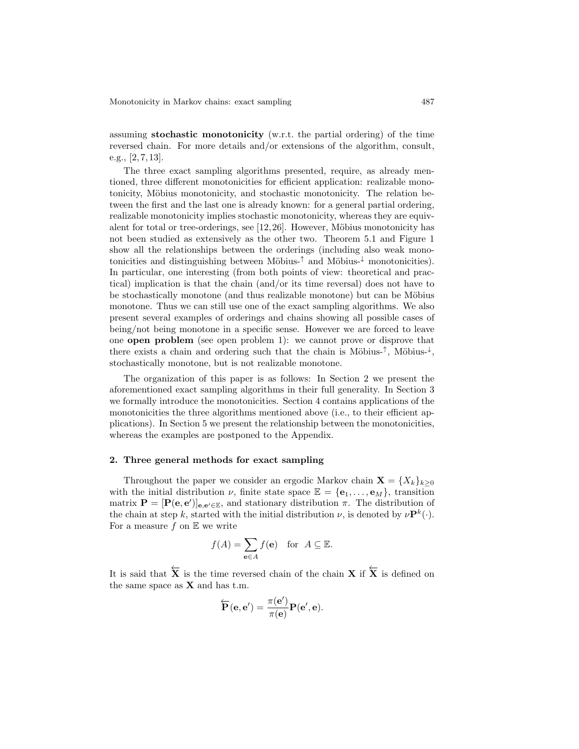assuming **stochastic monotonicity** (w.r.t. the partial ordering) of the time reversed chain. For more details and/or extensions of the algorithm, consult, e.g., [2, 7, 13].

The three exact sampling algorithms presented, require, as already mentioned, three different monotonicities for efficient application: realizable monotonicity, Möbius monotonicity, and stochastic monotonicity. The relation between the first and the last one is already known: for a general partial ordering, realizable monotonicity implies stochastic monotonicity, whereas they are equivalent for total or tree-orderings, see [12, 26]. However, Möbius monotonicity has not been studied as extensively as the other two. Theorem 5.1 and Figure 1 show all the relationships between the orderings (including also weak monotonicities and distinguishing between Möbius-$^{\uparrow}$ and Möbius-$^{\downarrow}$ monotonicities). In particular, one interesting (from both points of view: theoretical and practical) implication is that the chain (and/or its time reversal) does not have to be stochastically monotone (and thus realizable monotone) but can be Möbius monotone. Thus we can still use one of the exact sampling algorithms. We also present several examples of orderings and chains showing all possible cases of being/not being monotone in a specific sense. However we are forced to leave one **open problem** (see open problem 1): we cannot prove or disprove that there exists a chain and ordering such that the chain is Möbius-$^{\uparrow}$, Möbius-$^{\downarrow}$, stochastically monotone, but is not realizable monotone.

The organization of this paper is as follows: In Section 2 we present the aforementioned exact sampling algorithms in their full generality. In Section 3 we formally introduce the monotonicities. Section 4 contains applications of the monotonicities the three algorithms mentioned above (i.e., to their efficient applications). In Section 5 we present the relationship between the monotonicities, whereas the examples are postponed to the Appendix.

## 2. Three general methods for exact sampling

Throughout the paper we consider an ergodic Markov chain $\mathbf{X} = \{X_k\}_{k\geq 0}$ with the initial distribution $\nu$, finite state space $\mathbb{E} = \{\mathbf{e}_1, \ldots, \mathbf{e}_M\}$, transition matrix $\mathbf{P} = [\mathbf{P}(\mathbf{e}, \mathbf{e}')]_{\mathbf{e},\mathbf{e}'\in\mathbb{E}}$, and stationary distribution $\pi$. The distribution of the chain at step $k$, started with the initial distribution $\nu$, is denoted by $\nu\mathbf{P}^k(\cdot)$. For a measure $f$ on $\mathbb{E}$ we write

$$f(A) = \sum_{\mathbf{e}\in A} f(\mathbf{e}) \quad \text{for} \quad A \subseteq \mathbb{E}.$$

It is said that $\overleftarrow{\mathbf{X}}$ is the time reversed chain of the chain $\mathbf{X}$ if $\overleftarrow{\mathbf{X}}$ is defined on the same space as $\mathbf{X}$ and has t.m.

$$\overleftarrow{\mathbf{P}}(\mathbf{e}, \mathbf{e}') = \frac{\pi(\mathbf{e}')}{\pi(\mathbf{e})}\mathbf{P}(\mathbf{e}', \mathbf{e}).$$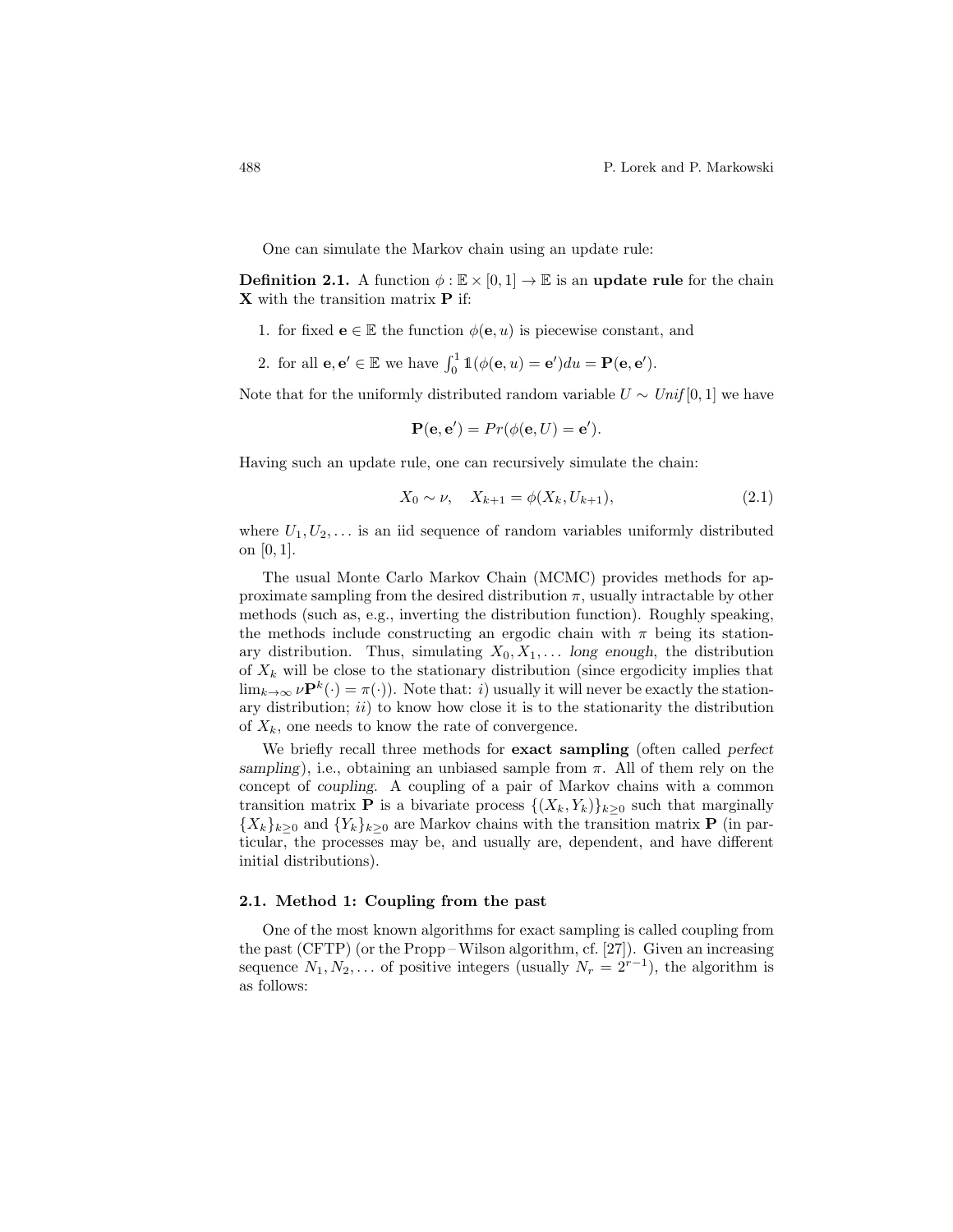One can simulate the Markov chain using an update rule:

**Definition 2.1.** A function $\phi : \mathbb{E} \times [0,1] \to \mathbb{E}$ is an **update rule** for the chain $\mathbf{X}$ with the transition matrix $\mathbf{P}$ if:

1. for fixed $\mathbf{e} \in \mathbb{E}$ the function $\phi(\mathbf{e}, u)$ is piecewise constant, and
2. for all $\mathbf{e}, \mathbf{e}' \in \mathbb{E}$ we have $\int_0^1 \mathbb{1}(\phi(\mathbf{e}, u) = \mathbf{e}') du = \mathbf{P}(\mathbf{e}, \mathbf{e}')$.

Note that for the uniformly distributed random variable $U \sim Unif[0,1]$ we have

$$\mathbf{P}(\mathbf{e}, \mathbf{e}') = Pr(\phi(\mathbf{e}, U) = \mathbf{e}').$$

Having such an update rule, one can recursively simulate the chain:

$$X_0 \sim \nu, \quad X_{k+1} = \phi(X_k, U_{k+1}), \tag{2.1}$$

where $U_1, U_2, \ldots$ is an iid sequence of random variables uniformly distributed on $[0,1]$.

The usual Monte Carlo Markov Chain (MCMC) provides methods for approximate sampling from the desired distribution $\pi$, usually intractable by other methods (such as, e.g., inverting the distribution function). Roughly speaking, the methods include constructing an ergodic chain with $\pi$ being its stationary distribution. Thus, simulating $X_0, X_1, \ldots$ *long enough*, the distribution of $X_k$ will be close to the stationary distribution (since ergodicity implies that $\lim_{k\to\infty} \nu \mathbf{P}^k(\cdot) = \pi(\cdot)$). Note that: *i)* usually it will never be exactly the stationary distribution; *ii)* to know how close it is to the stationarity the distribution of $X_k$, one needs to know the rate of convergence.

We briefly recall three methods for **exact sampling** (often called *perfect sampling*), i.e., obtaining an unbiased sample from $\pi$. All of them rely on the concept of *coupling*. A coupling of a pair of Markov chains with a common transition matrix $\mathbf{P}$ is a bivariate process $\{(X_k, Y_k)\}_{k\geq 0}$ such that marginally $\{X_k\}_{k\geq 0}$ and $\{Y_k\}_{k\geq 0}$ are Markov chains with the transition matrix $\mathbf{P}$ (in particular, the processes may be, and usually are, dependent, and have different initial distributions).

### 2.1. Method 1: Coupling from the past

One of the most known algorithms for exact sampling is called coupling from the past (CFTP) (or the Propp – Wilson algorithm, cf. [27]). Given an increasing sequence $N_1, N_2, \ldots$ of positive integers (usually $N_r = 2^{r-1}$), the algorithm is as follows: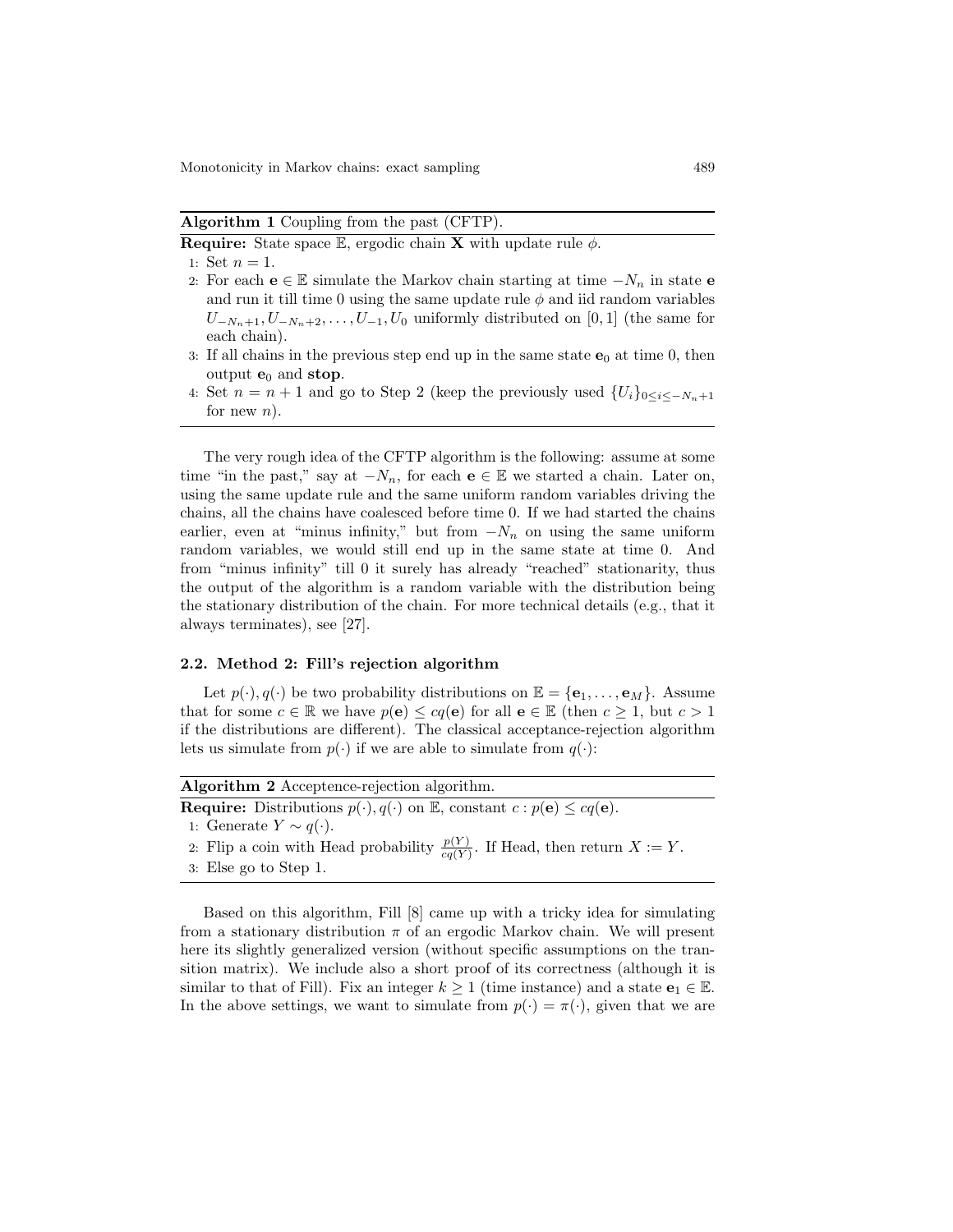**Algorithm 1** Coupling from the past (CFTP).

**Require:** State space $\mathbb{E}$, ergodic chain $\mathbf{X}$ with update rule $\phi$.

1: Set $n = 1$.

2: For each $\mathbf{e} \in \mathbb{E}$ simulate the Markov chain starting at time $-N_n$ in state $\mathbf{e}$ and run it till time 0 using the same update rule $\phi$ and iid random variables $U_{-N_n+1}, U_{-N_n+2}, \ldots, U_{-1}, U_0$ uniformly distributed on $[0, 1]$ (the same for each chain).

3: If all chains in the previous step end up in the same state $\mathbf{e}_0$ at time 0, then output $\mathbf{e}_0$ and **stop**.

4: Set $n = n + 1$ and go to Step 2 (keep the previously used $\{U_i\}_{0 \leq i \leq -N_n+1}$ for new $n$).

The very rough idea of the CFTP algorithm is the following: assume at some time "in the past," say at $-N_n$, for each $\mathbf{e} \in \mathbb{E}$ we started a chain. Later on, using the same update rule and the same uniform random variables driving the chains, all the chains have coalesced before time 0. If we had started the chains earlier, even at "minus infinity," but from $-N_n$ on using the same uniform random variables, we would still end up in the same state at time 0. And from "minus infinity" till 0 it surely has already "reached" stationarity, thus the output of the algorithm is a random variable with the distribution being the stationary distribution of the chain. For more technical details (e.g., that it always terminates), see [27].

### 2.2. Method 2: Fill's rejection algorithm

Let $p(\cdot), q(\cdot)$ be two probability distributions on $\mathbb{E} = \{\mathbf{e}_1, \ldots, \mathbf{e}_M\}$. Assume that for some $c \in \mathbb{R}$ we have $p(\mathbf{e}) \leq cq(\mathbf{e})$ for all $\mathbf{e} \in \mathbb{E}$ (then $c \geq 1$, but $c > 1$ if the distributions are different). The classical acceptance-rejection algorithm lets us simulate from $p(\cdot)$ if we are able to simulate from $q(\cdot)$:

**Algorithm 2** Acceptence-rejection algorithm.

**Require:** Distributions $p(\cdot), q(\cdot)$ on $\mathbb{E}$, constant $c : p(\mathbf{e}) \leq cq(\mathbf{e})$.

1: Generate $Y \sim q(\cdot)$.

2: Flip a coin with Head probability $\frac{p(Y)}{cq(Y)}$. If Head, then return $X := Y$.

3: Else go to Step 1.

Based on this algorithm, Fill [8] came up with a tricky idea for simulating from a stationary distribution $\pi$ of an ergodic Markov chain. We will present here its slightly generalized version (without specific assumptions on the transition matrix). We include also a short proof of its correctness (although it is similar to that of Fill). Fix an integer $k \geq 1$ (time instance) and a state $\mathbf{e}_1 \in \mathbb{E}$. In the above settings, we want to simulate from $p(\cdot) = \pi(\cdot)$, given that we are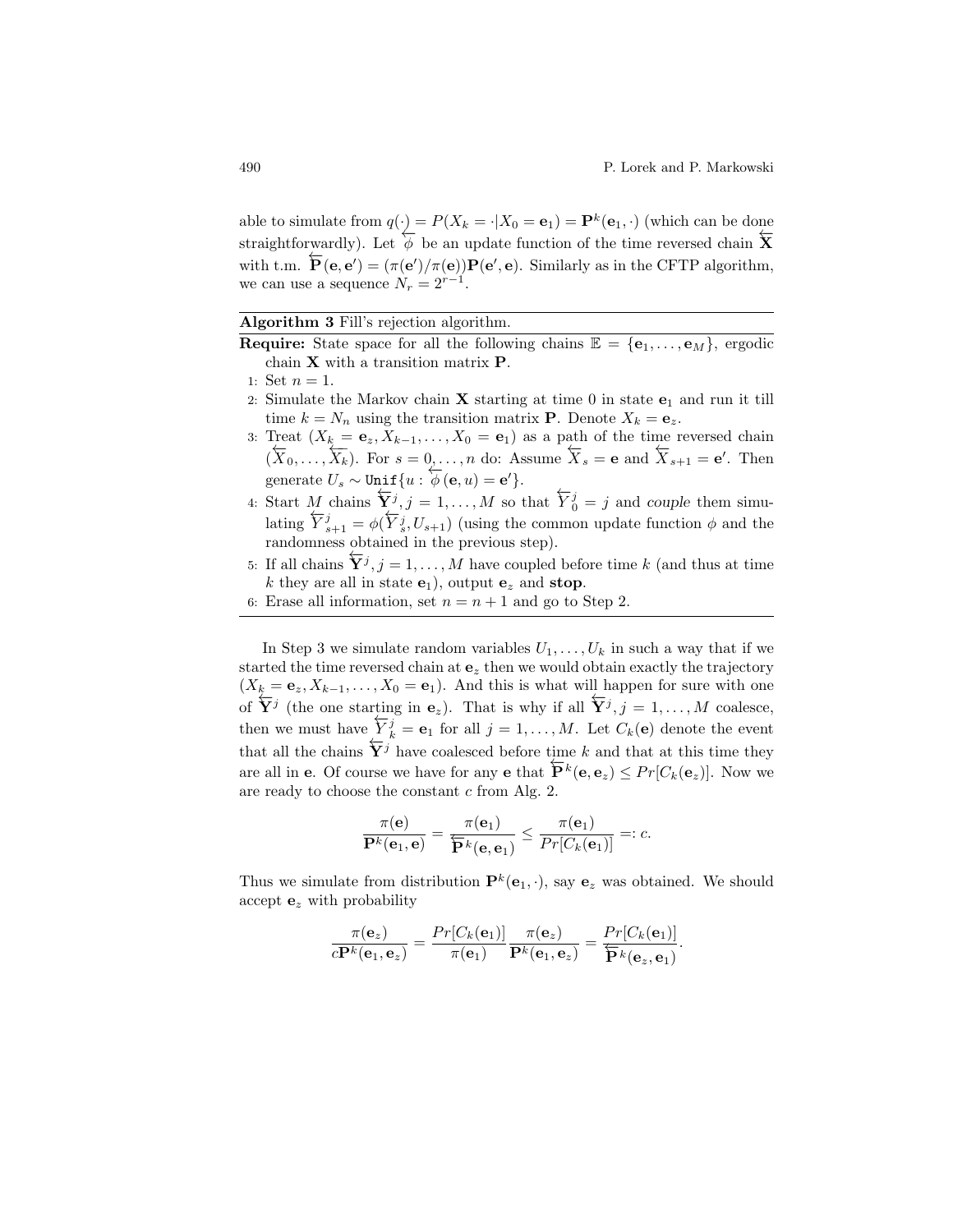able to simulate from $q(\cdot) = P(X_k = \cdot | X_0 = \mathbf{e}_1) = \mathbf{P}^k(\mathbf{e}_1, \cdot)$ (which can be done straightforwardly). Let $\overleftarrow{\phi}$ be an update function of the time reversed chain $\overleftarrow{\mathbf{X}}$ with t.m. $\overleftarrow{\mathbf{P}}(\mathbf{e}, \mathbf{e}') = (\pi(\mathbf{e}')/\pi(\mathbf{e}))\mathbf{P}(\mathbf{e}', \mathbf{e})$. Similarly as in the CFTP algorithm, we can use a sequence $N_r = 2^{r-1}$.

---

**Algorithm 3** Fill's rejection algorithm.

---

**Require:** State space for all the following chains $\mathbb{E} = \{\mathbf{e}_1, \ldots, \mathbf{e}_M\}$, ergodic chain $\mathbf{X}$ with a transition matrix $\mathbf{P}$.

1: Set $n = 1$.
2: Simulate the Markov chain $\mathbf{X}$ starting at time 0 in state $\mathbf{e}_1$ and run it till time $k = N_n$ using the transition matrix $\mathbf{P}$. Denote $X_k = \mathbf{e}_z$.
3: Treat $(X_k = \mathbf{e}_z, X_{k-1}, \ldots, X_0 = \mathbf{e}_1)$ as a path of the time reversed chain $(\overleftarrow{X}_0, \ldots, \overleftarrow{X}_k)$. For $s = 0, \ldots, n$ do: Assume $\overleftarrow{X}_s = \mathbf{e}$ and $\overleftarrow{X}_{s+1} = \mathbf{e}'$. Then generate $U_s \sim \texttt{Unif}\{u : \overleftarrow{\phi}(\mathbf{e}, u) = \mathbf{e}'\}$.
4: Start $M$ chains $\overleftarrow{\mathbf{Y}}^j, j = 1, \ldots, M$ so that $\overleftarrow{Y}^j_0 = j$ and *couple* them simulating $\overleftarrow{Y}^j_{s+1} = \phi(\overleftarrow{Y}^j_s, U_{s+1})$ (using the common update function $\phi$ and the randomness obtained in the previous step).
5: If all chains $\overleftarrow{\mathbf{Y}}^j, j = 1, \ldots, M$ have coupled before time $k$ (and thus at time $k$ they are all in state $\mathbf{e}_1$), output $\mathbf{e}_z$ and **stop**.
6: Erase all information, set $n = n + 1$ and go to Step 2.

---

In Step 3 we simulate random variables $U_1, \ldots, U_k$ in such a way that if we started the time reversed chain at $\mathbf{e}_z$ then we would obtain exactly the trajectory $(X_k = \mathbf{e}_z, X_{k-1}, \ldots, X_0 = \mathbf{e}_1)$. And this is what will happen for sure with one of $\overleftarrow{\mathbf{Y}}^j$ (the one starting in $\mathbf{e}_z$). That is why if all $\overleftarrow{\mathbf{Y}}^j, j = 1, \ldots, M$ coalesce, then we must have $\overleftarrow{Y}^j_k = \mathbf{e}_1$ for all $j = 1, \ldots, M$. Let $C_k(\mathbf{e})$ denote the event that all the chains $\overleftarrow{\mathbf{Y}}^j$ have coalesced before time $k$ and that at this time they are all in $\mathbf{e}$. Of course we have for any $\mathbf{e}$ that $\overleftarrow{\mathbf{P}}^k(\mathbf{e}, \mathbf{e}_z) \leq Pr[C_k(\mathbf{e}_z)]$. Now we are ready to choose the constant $c$ from Alg. 2.

$$\frac{\pi(\mathbf{e})}{\mathbf{P}^k(\mathbf{e}_1, \mathbf{e})} = \frac{\pi(\mathbf{e}_1)}{\overleftarrow{\mathbf{P}}^k(\mathbf{e}, \mathbf{e}_1)} \leq \frac{\pi(\mathbf{e}_1)}{Pr[C_k(\mathbf{e}_1)]} =: c.$$

Thus we simulate from distribution $\mathbf{P}^k(\mathbf{e}_1, \cdot)$, say $\mathbf{e}_z$ was obtained. We should accept $\mathbf{e}_z$ with probability

$$\frac{\pi(\mathbf{e}_z)}{c\mathbf{P}^k(\mathbf{e}_1, \mathbf{e}_z)} = \frac{Pr[C_k(\mathbf{e}_1)]}{\pi(\mathbf{e}_1)} \frac{\pi(\mathbf{e}_z)}{\mathbf{P}^k(\mathbf{e}_1, \mathbf{e}_z)} = \frac{Pr[C_k(\mathbf{e}_1)]}{\overleftarrow{\mathbf{P}}^k(\mathbf{e}_z, \mathbf{e}_1)}.$$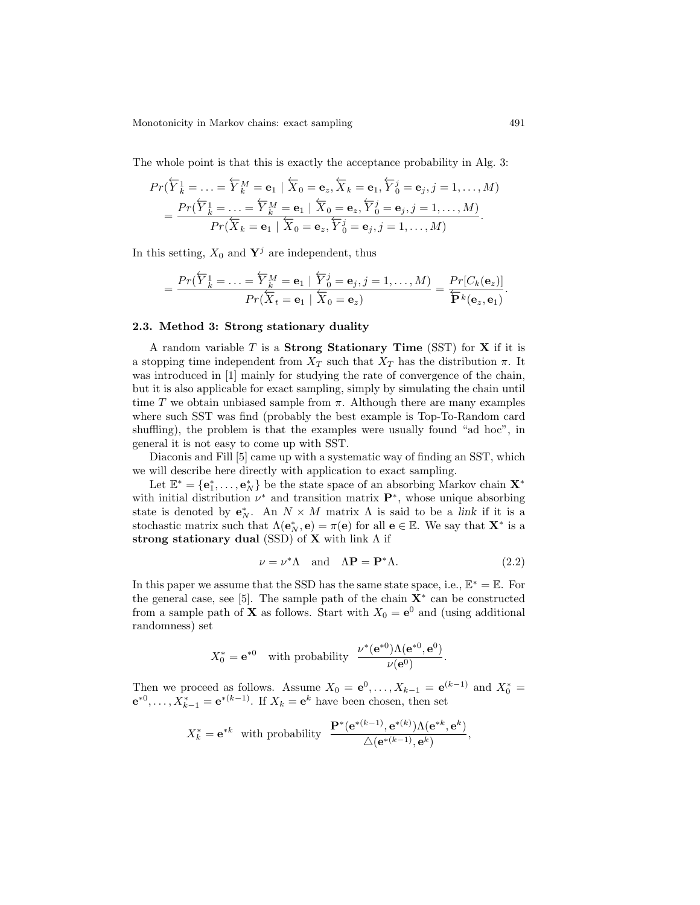The whole point is that this is exactly the acceptance probability in Alg. 3:

$$
\begin{aligned}
&Pr(\overleftarrow{Y}^1_k = \ldots = \overleftarrow{Y}^M_k = \mathbf{e}_1 \mid \overleftarrow{X}_0 = \mathbf{e}_z, \overleftarrow{X}_k = \mathbf{e}_1, \overleftarrow{Y}^j_0 = \mathbf{e}_j, j = 1, \ldots, M) \\
&= \frac{Pr(\overleftarrow{Y}^1_k = \ldots = \overleftarrow{Y}^M_k = \mathbf{e}_1 \mid \overleftarrow{X}_0 = \mathbf{e}_z, \overleftarrow{Y}^j_0 = \mathbf{e}_j, j = 1, \ldots, M)}{Pr(\overleftarrow{X}_k = \mathbf{e}_1 \mid \overleftarrow{X}_0 = \mathbf{e}_z, \overleftarrow{Y}^j_0 = \mathbf{e}_j, j = 1, \ldots, M)}.
\end{aligned}
$$

In this setting, $X_0$ and $\mathbf{Y}^j$ are independent, thus

$$
= \frac{Pr(\overleftarrow{Y}^1_k = \ldots = \overleftarrow{Y}^M_k = \mathbf{e}_1 \mid \overleftarrow{Y}^j_0 = \mathbf{e}_j, j = 1, \ldots, M)}{Pr(\overleftarrow{X}_t = \mathbf{e}_1 \mid \overleftarrow{X}_0 = \mathbf{e}_z)} = \frac{Pr[C_k(\mathbf{e}_z)]}{\overleftarrow{\mathbf{P}}^k(\mathbf{e}_z, \mathbf{e}_1)}.
$$

### 2.3. Method 3: Strong stationary duality

A random variable $T$ is a **Strong Stationary Time** (SST) for $\mathbf{X}$ if it is a stopping time independent from $X_T$ such that $X_T$ has the distribution $\pi$. It was introduced in [1] mainly for studying the rate of convergence of the chain, but it is also applicable for exact sampling, simply by simulating the chain until time $T$ we obtain unbiased sample from $\pi$. Although there are many examples where such SST was find (probably the best example is Top-To-Random card shuffling), the problem is that the examples were usually found "ad hoc", in general it is not easy to come up with SST.

Diaconis and Fill [5] came up with a systematic way of finding an SST, which we will describe here directly with application to exact sampling.

Let $\mathbb{E}^* = \{\mathbf{e}^*_1, \ldots, \mathbf{e}^*_N\}$ be the state space of an absorbing Markov chain $\mathbf{X}^*$ with initial distribution $\nu^*$ and transition matrix $\mathbf{P}^*$, whose unique absorbing state is denoted by $\mathbf{e}^*_N$. An $N \times M$ matrix $\Lambda$ is said to be a *link* if it is a stochastic matrix such that $\Lambda(\mathbf{e}^*_N, \mathbf{e}) = \pi(\mathbf{e})$ for all $\mathbf{e} \in \mathbb{E}$. We say that $\mathbf{X}^*$ is a **strong stationary dual** (SSD) of $\mathbf{X}$ with link $\Lambda$ if

$$
\nu = \nu^* \Lambda \quad \text{and} \quad \Lambda \mathbf{P} = \mathbf{P}^* \Lambda. \tag{2.2}
$$

In this paper we assume that the SSD has the same state space, i.e., $\mathbb{E}^* = \mathbb{E}$. For the general case, see [5]. The sample path of the chain $\mathbf{X}^*$ can be constructed from a sample path of $\mathbf{X}$ as follows. Start with $X_0 = \mathbf{e}^0$ and (using additional randomness) set

$$
X^*_0 = \mathbf{e}^{*0} \quad \text{with probability} \quad \frac{\nu^*(\mathbf{e}^{*0})\Lambda(\mathbf{e}^{*0}, \mathbf{e}^0)}{\nu(\mathbf{e}^0)}.
$$

Then we proceed as follows. Assume $X_0 = \mathbf{e}^0, \ldots, X_{k-1} = \mathbf{e}^{(k-1)}$ and $X^*_0 = \mathbf{e}^{*0}, \ldots, X^*_{k-1} = \mathbf{e}^{*(k-1)}$. If $X_k = \mathbf{e}^k$ have been chosen, then set

$$
X^*_k = \mathbf{e}^{*k} \quad \text{with probability} \quad \frac{\mathbf{P}^*(\mathbf{e}^{*(k-1)}, \mathbf{e}^{*(k)})\Lambda(\mathbf{e}^{*k}, \mathbf{e}^k)}{\triangle(\mathbf{e}^{*(k-1)}, \mathbf{e}^k)},
$$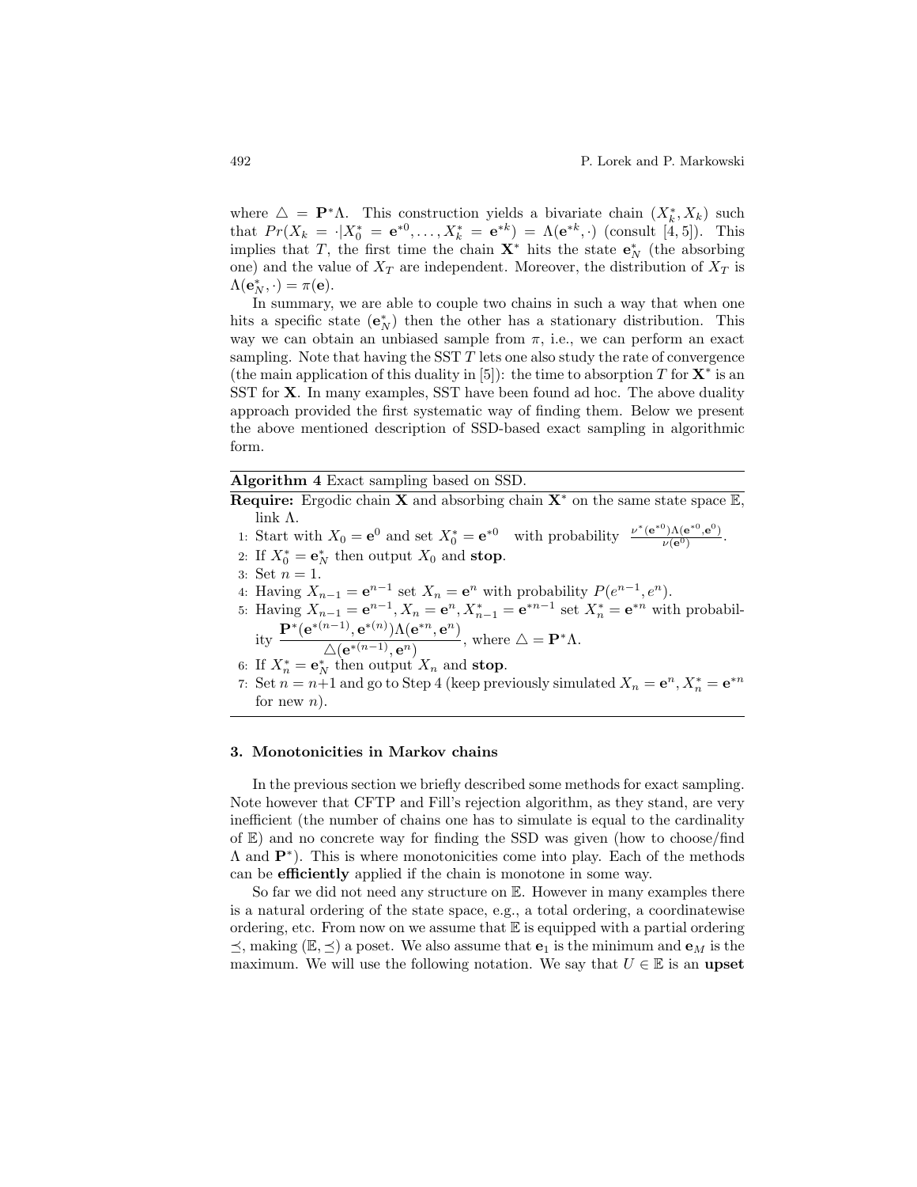where $\triangle = \mathbf{P}^*\Lambda$. This construction yields a bivariate chain $(X^*_k, X_k)$ such that $Pr(X_k = \cdot | X^*_0 = \mathbf{e}^{*0}, \ldots, X^*_k = \mathbf{e}^{*k}) = \Lambda(\mathbf{e}^{*k}, \cdot)$ (consult [4, 5]). This implies that $T$, the first time the chain $\mathbf{X}^*$ hits the state $\mathbf{e}^*_N$ (the absorbing one) and the value of $X_T$ are independent. Moreover, the distribution of $X_T$ is $\Lambda(\mathbf{e}^*_N, \cdot) = \pi(\mathbf{e})$.

In summary, we are able to couple two chains in such a way that when one hits a specific state ($\mathbf{e}^*_N$) then the other has a stationary distribution. This way we can obtain an unbiased sample from $\pi$, i.e., we can perform an exact sampling. Note that having the SST $T$ lets one also study the rate of convergence (the main application of this duality in [5]): the time to absorption $T$ for $\mathbf{X}^*$ is an SST for $\mathbf{X}$. In many examples, SST have been found ad hoc. The above duality approach provided the first systematic way of finding them. Below we present the above mentioned description of SSD-based exact sampling in algorithmic form.

**Algorithm 4** Exact sampling based on SSD.

**Require:** Ergodic chain $\mathbf{X}$ and absorbing chain $\mathbf{X}^*$ on the same state space $\mathbb{E}$, link $\Lambda$.

1: Start with $X_0 = \mathbf{e}^0$ and set $X^*_0 = \mathbf{e}^{*0}$ with probability $\frac{\nu^*(\mathbf{e}^{*0})\Lambda(\mathbf{e}^{*0}, \mathbf{e}^0)}{\nu(\mathbf{e}^0)}$.

2: If $X^*_0 = \mathbf{e}^*_N$ then output $X_0$ and **stop**.

3: Set $n = 1$.

4: Having $X_{n-1} = \mathbf{e}^{n-1}$ set $X_n = \mathbf{e}^n$ with probability $P(e^{n-1}, e^n)$.

5: Having $X_{n-1} = \mathbf{e}^{n-1}, X_n = \mathbf{e}^n, X^*_{n-1} = \mathbf{e}^{*n-1}$ set $X^*_n = \mathbf{e}^{*n}$ with probability $\dfrac{\mathbf{P}^*(\mathbf{e}^{*(n-1)}, \mathbf{e}^{*(n)})\Lambda(\mathbf{e}^{*n}, \mathbf{e}^n)}{\triangle(\mathbf{e}^{*(n-1)}, \mathbf{e}^n)}$, where $\triangle = \mathbf{P}^*\Lambda$.

6: If $X^*_n = \mathbf{e}^*_N$ then output $X_n$ and **stop**.

7: Set $n = n+1$ and go to Step 4 (keep previously simulated $X_n = \mathbf{e}^n, X^*_n = \mathbf{e}^{*n}$ for new $n$).

## 3. Monotonicities in Markov chains

In the previous section we briefly described some methods for exact sampling. Note however that CFTP and Fill's rejection algorithm, as they stand, are very inefficient (the number of chains one has to simulate is equal to the cardinality of $\mathbb{E}$) and no concrete way for finding the SSD was given (how to choose/find $\Lambda$ and $\mathbf{P}^*$). This is where monotonicities come into play. Each of the methods can be **efficiently** applied if the chain is monotone in some way.

So far we did not need any structure on $\mathbb{E}$. However in many examples there is a natural ordering of the state space, e.g., a total ordering, a coordinatewise ordering, etc. From now on we assume that $\mathbb{E}$ is equipped with a partial ordering $\preceq$, making $(\mathbb{E}, \preceq)$ a poset. We also assume that $\mathbf{e}_1$ is the minimum and $\mathbf{e}_M$ is the maximum. We will use the following notation. We say that $U \in \mathbb{E}$ is an **upset**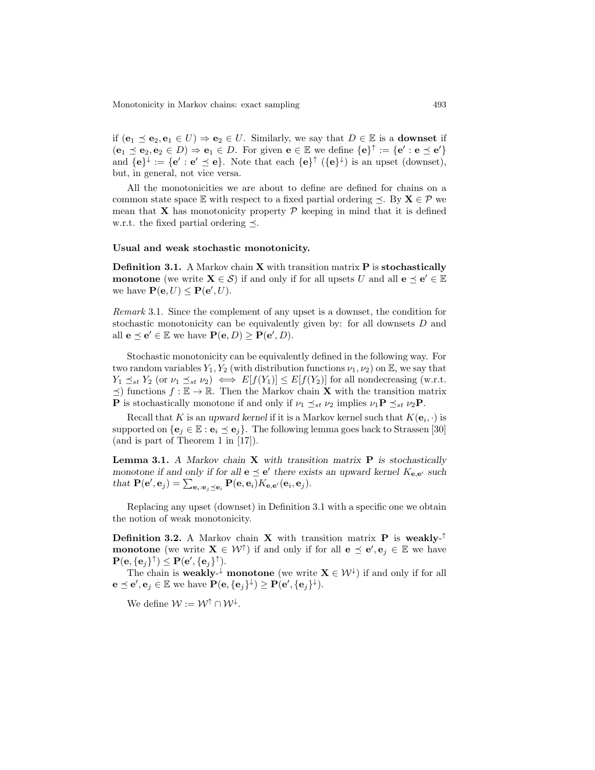if $(\mathbf{e}_1 \preceq \mathbf{e}_2, \mathbf{e}_1 \in U) \Rightarrow \mathbf{e}_2 \in U$. Similarly, we say that $D \in \mathbb{E}$ is a **downset** if $(\mathbf{e}_1 \preceq \mathbf{e}_2, \mathbf{e}_2 \in D) \Rightarrow \mathbf{e}_1 \in D$. For given $\mathbf{e} \in \mathbb{E}$ we define $\{\mathbf{e}\}^\uparrow := \{\mathbf{e}' : \mathbf{e} \preceq \mathbf{e}'\}$ and $\{\mathbf{e}\}^\downarrow := \{\mathbf{e}' : \mathbf{e}' \preceq \mathbf{e}\}$. Note that each $\{\mathbf{e}\}^\uparrow$ ($\{\mathbf{e}\}^\downarrow$) is an upset (downset), but, in general, not vice versa.

All the monotonicities we are about to define are defined for chains on a common state space $\mathbb{E}$ with respect to a fixed partial ordering $\preceq$. By $\mathbf{X} \in \mathcal{P}$ we mean that $\mathbf{X}$ has monotonicity property $\mathcal{P}$ keeping in mind that it is defined w.r.t. the fixed partial ordering $\preceq$.

**Usual and weak stochastic monotonicity.**

**Definition 3.1.** A Markov chain $\mathbf{X}$ with transition matrix $\mathbf{P}$ is **stochastically monotone** (we write $\mathbf{X} \in \mathcal{S}$) if and only if for all upsets $U$ and all $\mathbf{e} \preceq \mathbf{e}' \in \mathbb{E}$ we have $\mathbf{P}(\mathbf{e}, U) \leq \mathbf{P}(\mathbf{e}', U)$.

*Remark* 3.1. Since the complement of any upset is a downset, the condition for stochastic monotonicity can be equivalently given by: for all downsets $D$ and all $\mathbf{e} \preceq \mathbf{e}' \in \mathbb{E}$ we have $\mathbf{P}(\mathbf{e}, D) \geq \mathbf{P}(\mathbf{e}', D)$.

Stochastic monotonicity can be equivalently defined in the following way. For two random variables $Y_1, Y_2$ (with distribution functions $\nu_1, \nu_2$) on $\mathbb{E}$, we say that $Y_1 \preceq_{st} Y_2$ (or $\nu_1 \preceq_{st} \nu_2$) $\iff$ $E[f(Y_1)] \leq E[f(Y_2)]$ for all nondecreasing (w.r.t. $\preceq$) functions $f : \mathbb{E} \to \mathbb{R}$. Then the Markov chain $\mathbf{X}$ with the transition matrix $\mathbf{P}$ is stochastically monotone if and only if $\nu_1 \preceq_{st} \nu_2$ implies $\nu_1\mathbf{P} \preceq_{st} \nu_2\mathbf{P}$.

Recall that $K$ is an *upward kernel* if it is a Markov kernel such that $K(\mathbf{e}_i, \cdot)$ is supported on $\{\mathbf{e}_j \in \mathbb{E} : \mathbf{e}_i \preceq \mathbf{e}_j\}$. The following lemma goes back to Strassen [30] (and is part of Theorem 1 in [17]).

**Lemma 3.1.** *A Markov chain $\mathbf{X}$ with transition matrix $\mathbf{P}$ is stochastically monotone if and only if for all $\mathbf{e} \preceq \mathbf{e}'$ there exists an upward kernel $K_{\mathbf{e},\mathbf{e}'}$ such that $\mathbf{P}(\mathbf{e}', \mathbf{e}_j) = \sum_{\mathbf{e}_i : \mathbf{e}_j \preceq \mathbf{e}_i} \mathbf{P}(\mathbf{e}, \mathbf{e}_i) K_{\mathbf{e},\mathbf{e}'}(\mathbf{e}_i, \mathbf{e}_j)$.*

Replacing any upset (downset) in Definition 3.1 with a specific one we obtain the notion of weak monotonicity.

**Definition 3.2.** A Markov chain $\mathbf{X}$ with transition matrix $\mathbf{P}$ is **weakly-$^\uparrow$ monotone** (we write $\mathbf{X} \in \mathcal{W}^\uparrow$) if and only if for all $\mathbf{e} \preceq \mathbf{e}', \mathbf{e}_j \in \mathbb{E}$ we have $\mathbf{P}(\mathbf{e}, \{\mathbf{e}_j\}^\uparrow) \leq \mathbf{P}(\mathbf{e}', \{\mathbf{e}_j\}^\uparrow)$.

The chain is **weakly-$^\downarrow$ monotone** (we write $\mathbf{X} \in \mathcal{W}^\downarrow$) if and only if for all $\mathbf{e} \preceq \mathbf{e}', \mathbf{e}_j \in \mathbb{E}$ we have $\mathbf{P}(\mathbf{e}, \{\mathbf{e}_j\}^\downarrow) \geq \mathbf{P}(\mathbf{e}', \{\mathbf{e}_j\}^\downarrow)$.

We define $\mathcal{W} := \mathcal{W}^\uparrow \cap \mathcal{W}^\downarrow$.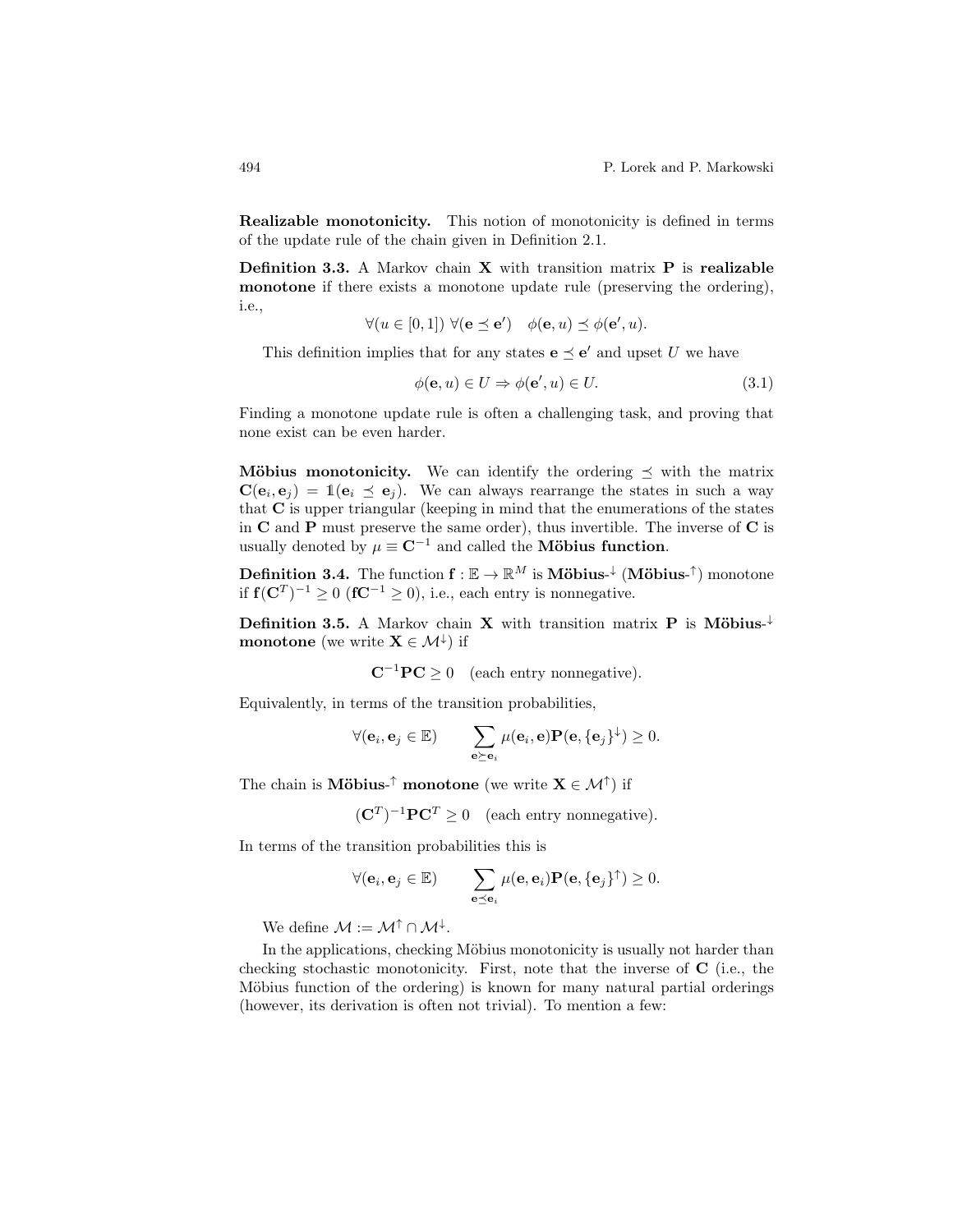**Realizable monotonicity.** This notion of monotonicity is defined in terms of the update rule of the chain given in Definition 2.1.

**Definition 3.3.** A Markov chain $\mathbf{X}$ with transition matrix $\mathbf{P}$ is **realizable monotone** if there exists a monotone update rule (preserving the ordering), i.e.,

$$\forall (u \in [0,1]) \ \forall (\mathbf{e} \preceq \mathbf{e}') \quad \phi(\mathbf{e}, u) \preceq \phi(\mathbf{e}', u).$$

This definition implies that for any states $\mathbf{e} \preceq \mathbf{e}'$ and upset $U$ we have

$$\phi(\mathbf{e}, u) \in U \Rightarrow \phi(\mathbf{e}', u) \in U. \tag{3.1}$$

Finding a monotone update rule is often a challenging task, and proving that none exist can be even harder.

**Möbius monotonicity.** We can identify the ordering $\preceq$ with the matrix $\mathbf{C}(\mathbf{e}_i, \mathbf{e}_j) = \mathbb{1}(\mathbf{e}_i \preceq \mathbf{e}_j)$. We can always rearrange the states in such a way that $\mathbf{C}$ is upper triangular (keeping in mind that the enumerations of the states in $\mathbf{C}$ and $\mathbf{P}$ must preserve the same order), thus invertible. The inverse of $\mathbf{C}$ is usually denoted by $\mu \equiv \mathbf{C}^{-1}$ and called the **Möbius function**.

**Definition 3.4.** The function $\mathbf{f} : \mathbb{E} \to \mathbb{R}^M$ is **Möbius-$^\downarrow$** (**Möbius-$^\uparrow$**) monotone if $\mathbf{f}(\mathbf{C}^T)^{-1} \geq 0$ ($\mathbf{f}\mathbf{C}^{-1} \geq 0$), i.e., each entry is nonnegative.

**Definition 3.5.** A Markov chain $\mathbf{X}$ with transition matrix $\mathbf{P}$ is **Möbius-$^\downarrow$ monotone** (we write $\mathbf{X} \in \mathcal{M}^\downarrow$) if

$$\mathbf{C}^{-1}\mathbf{P}\mathbf{C} \geq 0 \quad \text{(each entry nonnegative)}.$$

Equivalently, in terms of the transition probabilities,

$$\forall (\mathbf{e}_i, \mathbf{e}_j \in \mathbb{E}) \qquad \sum_{\mathbf{e} \succeq \mathbf{e}_i} \mu(\mathbf{e}_i, \mathbf{e})\mathbf{P}(\mathbf{e}, \{\mathbf{e}_j\}^\downarrow) \geq 0.$$

The chain is **Möbius-$^\uparrow$ monotone** (we write $\mathbf{X} \in \mathcal{M}^\uparrow$) if

$$(\mathbf{C}^T)^{-1}\mathbf{P}\mathbf{C}^T \geq 0 \quad \text{(each entry nonnegative)}.$$

In terms of the transition probabilities this is

$$\forall (\mathbf{e}_i, \mathbf{e}_j \in \mathbb{E}) \qquad \sum_{\mathbf{e} \preceq \mathbf{e}_i} \mu(\mathbf{e}, \mathbf{e}_i)\mathbf{P}(\mathbf{e}, \{\mathbf{e}_j\}^\uparrow) \geq 0.$$

We define $\mathcal{M} := \mathcal{M}^\uparrow \cap \mathcal{M}^\downarrow$.

In the applications, checking Möbius monotonicity is usually not harder than checking stochastic monotonicity. First, note that the inverse of $\mathbf{C}$ (i.e., the Möbius function of the ordering) is known for many natural partial orderings (however, its derivation is often not trivial). To mention a few: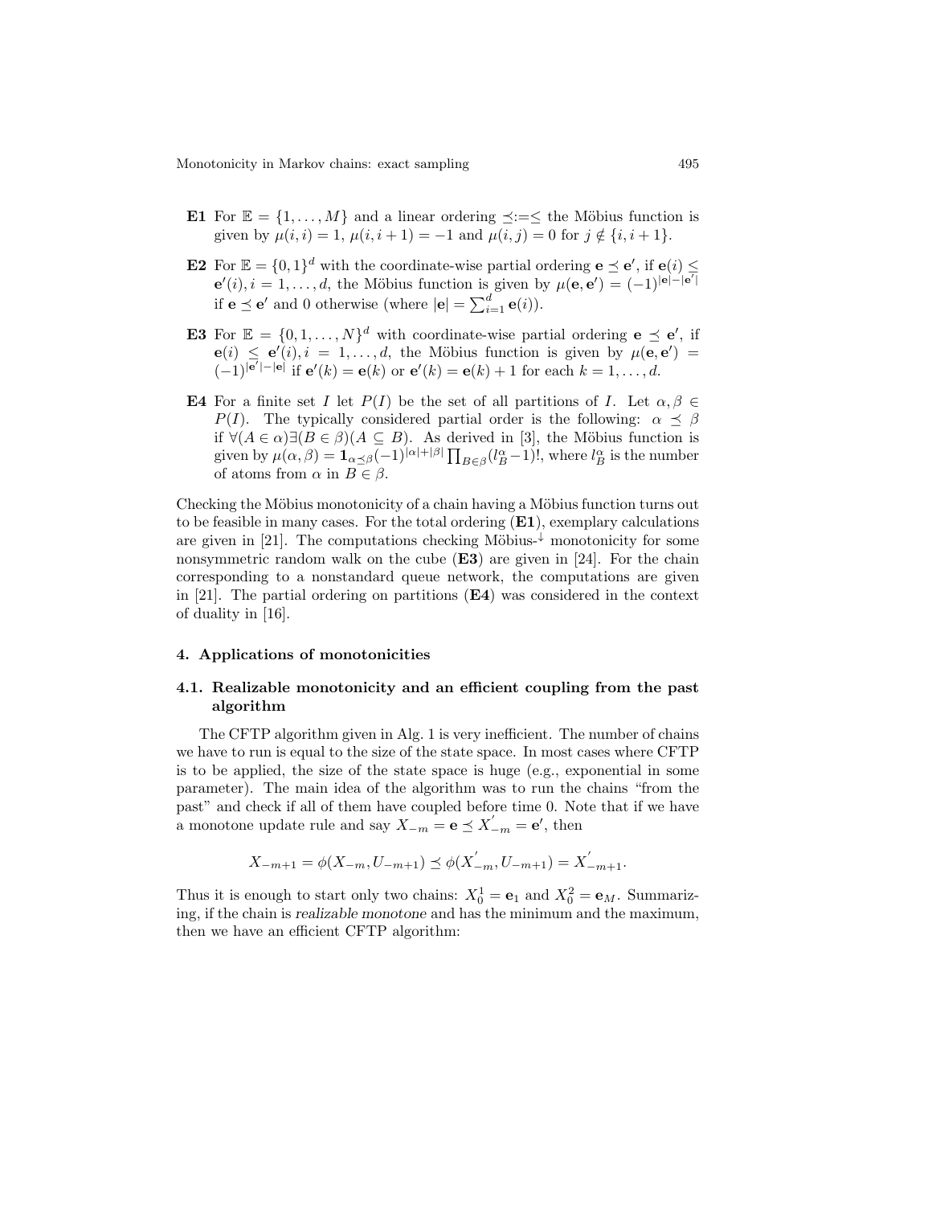**E1** For $\mathbb{E} = \{1, \ldots, M\}$ and a linear ordering $\preceq := \leq$ the Möbius function is given by $\mu(i,i) = 1$, $\mu(i, i+1) = -1$ and $\mu(i,j) = 0$ for $j \notin \{i, i+1\}$.

**E2** For $\mathbb{E} = \{0,1\}^d$ with the coordinate-wise partial ordering $\mathbf{e} \preceq \mathbf{e}'$, if $\mathbf{e}(i) \leq \mathbf{e}'(i), i = 1, \ldots, d$, the Möbius function is given by $\mu(\mathbf{e}, \mathbf{e}') = (-1)^{|\mathbf{e}| - |\mathbf{e}'|}$ if $\mathbf{e} \preceq \mathbf{e}'$ and 0 otherwise (where $|\mathbf{e}| = \sum_{i=1}^{d} \mathbf{e}(i)$).

**E3** For $\mathbb{E} = \{0, 1, \ldots, N\}^d$ with coordinate-wise partial ordering $\mathbf{e} \preceq \mathbf{e}'$, if $\mathbf{e}(i) \leq \mathbf{e}'(i), i = 1, \ldots, d$, the Möbius function is given by $\mu(\mathbf{e}, \mathbf{e}') = (-1)^{|\mathbf{e}'| - |\mathbf{e}|}$ if $\mathbf{e}'(k) = \mathbf{e}(k)$ or $\mathbf{e}'(k) = \mathbf{e}(k) + 1$ for each $k = 1, \ldots, d$.

**E4** For a finite set $I$ let $P(I)$ be the set of all partitions of $I$. Let $\alpha, \beta \in P(I)$. The typically considered partial order is the following: $\alpha \preceq \beta$ if $\forall (A \in \alpha) \exists (B \in \beta)(A \subseteq B)$. As derived in [3], the Möbius function is given by $\mu(\alpha, \beta) = \mathbf{1}_{\alpha \preceq \beta} (-1)^{|\alpha| + |\beta|} \prod_{B \in \beta} (l_B^{\alpha} - 1)!$, where $l_B^{\alpha}$ is the number of atoms from $\alpha$ in $B \in \beta$.

Checking the Möbius monotonicity of a chain having a Möbius function turns out to be feasible in many cases. For the total ordering (**E1**), exemplary calculations are given in [21]. The computations checking Möbius-$^{\downarrow}$ monotonicity for some nonsymmetric random walk on the cube (**E3**) are given in [24]. For the chain corresponding to a nonstandard queue network, the computations are given in [21]. The partial ordering on partitions (**E4**) was considered in the context of duality in [16].

## 4. Applications of monotonicities

### 4.1. Realizable monotonicity and an efficient coupling from the past algorithm

The CFTP algorithm given in Alg. 1 is very inefficient. The number of chains we have to run is equal to the size of the state space. In most cases where CFTP is to be applied, the size of the state space is huge (e.g., exponential in some parameter). The main idea of the algorithm was to run the chains "from the past" and check if all of them have coupled before time 0. Note that if we have a monotone update rule and say $X_{-m} = \mathbf{e} \preceq X'_{-m} = \mathbf{e}'$, then

$$X_{-m+1} = \phi(X_{-m}, U_{-m+1}) \preceq \phi(X'_{-m}, U_{-m+1}) = X'_{-m+1}.$$

Thus it is enough to start only two chains: $X_0^1 = \mathbf{e}_1$ and $X_0^2 = \mathbf{e}_M$. Summarizing, if the chain is *realizable monotone* and has the minimum and the maximum, then we have an efficient CFTP algorithm: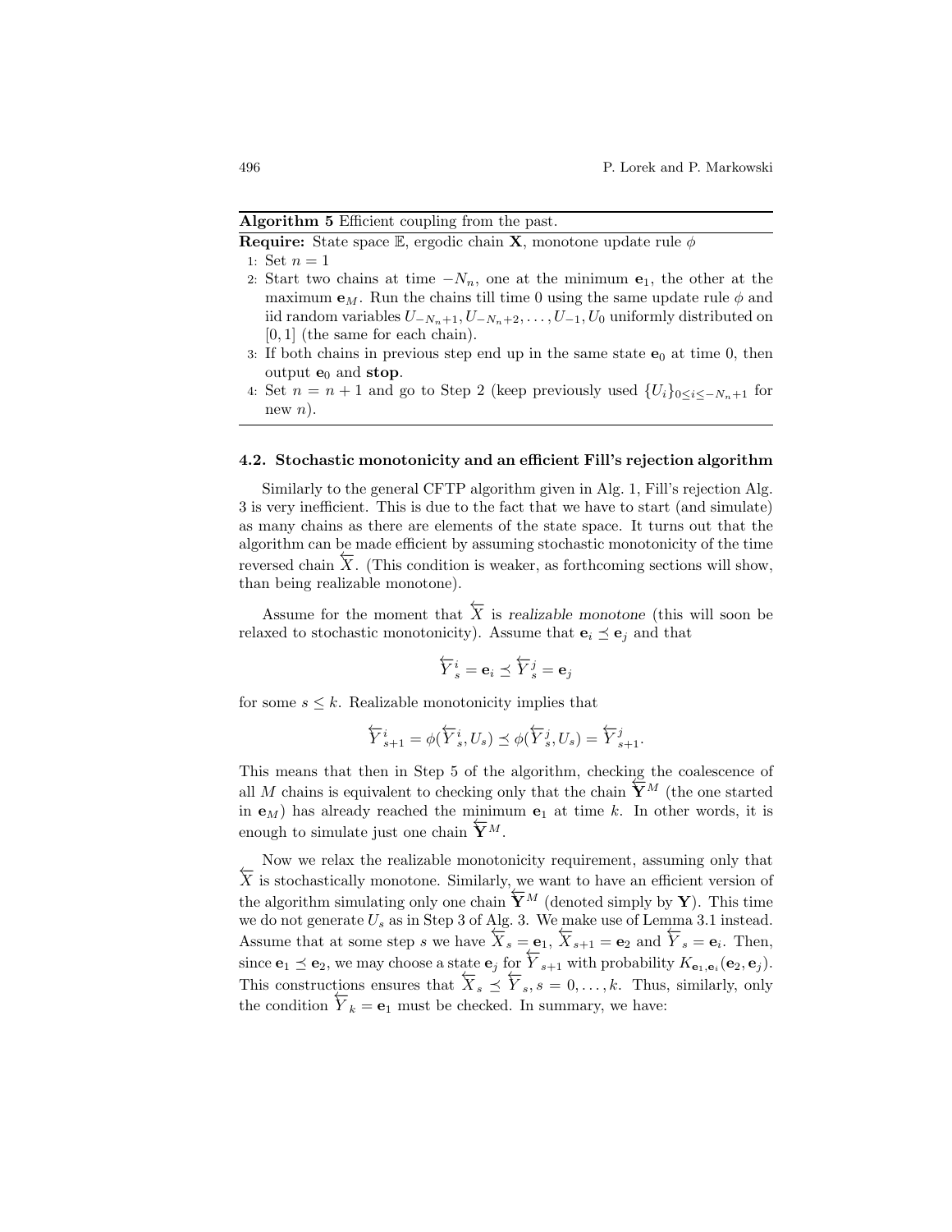**Algorithm 5** Efficient coupling from the past.

**Require:** State space $\mathbb{E}$, ergodic chain $\mathbf{X}$, monotone update rule $\phi$

1: Set $n = 1$
2: Start two chains at time $-N_n$, one at the minimum $\mathbf{e}_1$, the other at the maximum $\mathbf{e}_M$. Run the chains till time 0 using the same update rule $\phi$ and iid random variables $U_{-N_n+1}, U_{-N_n+2}, \ldots, U_{-1}, U_0$ uniformly distributed on $[0, 1]$ (the same for each chain).
3: If both chains in previous step end up in the same state $\mathbf{e}_0$ at time 0, then output $\mathbf{e}_0$ and **stop**.
4: Set $n = n + 1$ and go to Step 2 (keep previously used $\{U_i\}_{0 \le i \le -N_n+1}$ for new $n$).

### 4.2. Stochastic monotonicity and an efficient Fill's rejection algorithm

Similarly to the general CFTP algorithm given in Alg. 1, Fill's rejection Alg. 3 is very inefficient. This is due to the fact that we have to start (and simulate) as many chains as there are elements of the state space. It turns out that the algorithm can be made efficient by assuming stochastic monotonicity of the time reversed chain $\overleftarrow{X}$. (This condition is weaker, as forthcoming sections will show, than being realizable monotone).

Assume for the moment that $\overleftarrow{X}$ is *realizable monotone* (this will soon be relaxed to stochastic monotonicity). Assume that $\mathbf{e}_i \preceq \mathbf{e}_j$ and that

$$\overleftarrow{Y}^i_s = \mathbf{e}_i \preceq \overleftarrow{Y}^j_s = \mathbf{e}_j$$

for some $s \le k$. Realizable monotonicity implies that

$$\overleftarrow{Y}^i_{s+1} = \phi(\overleftarrow{Y}^i_s, U_s) \preceq \phi(\overleftarrow{Y}^j_s, U_s) = \overleftarrow{Y}^j_{s+1}.$$

This means that then in Step 5 of the algorithm, checking the coalescence of all $M$ chains is equivalent to checking only that the chain $\overleftarrow{\mathbf{Y}}^M$ (the one started in $\mathbf{e}_M$) has already reached the minimum $\mathbf{e}_1$ at time $k$. In other words, it is enough to simulate just one chain $\overleftarrow{\mathbf{Y}}^M$.

Now we relax the realizable monotonicity requirement, assuming only that $\overleftarrow{X}$ is stochastically monotone. Similarly, we want to have an efficient version of the algorithm simulating only one chain $\overleftarrow{\mathbf{Y}}^M$ (denoted simply by $\mathbf{Y}$). This time we do not generate $U_s$ as in Step 3 of Alg. 3. We make use of Lemma 3.1 instead. Assume that at some step $s$ we have $\overleftarrow{X}_s = \mathbf{e}_1$, $\overleftarrow{X}_{s+1} = \mathbf{e}_2$ and $\overleftarrow{Y}_s = \mathbf{e}_i$. Then, since $\mathbf{e}_1 \preceq \mathbf{e}_2$, we may choose a state $\mathbf{e}_j$ for $\overleftarrow{Y}_{s+1}$ with probability $K_{\mathbf{e}_1,\mathbf{e}_i}(\mathbf{e}_2, \mathbf{e}_j)$. This constructions ensures that $\overleftarrow{X}_s \preceq \overleftarrow{Y}_s, s = 0, \ldots, k$. Thus, similarly, only the condition $\overleftarrow{Y}_k = \mathbf{e}_1$ must be checked. In summary, we have: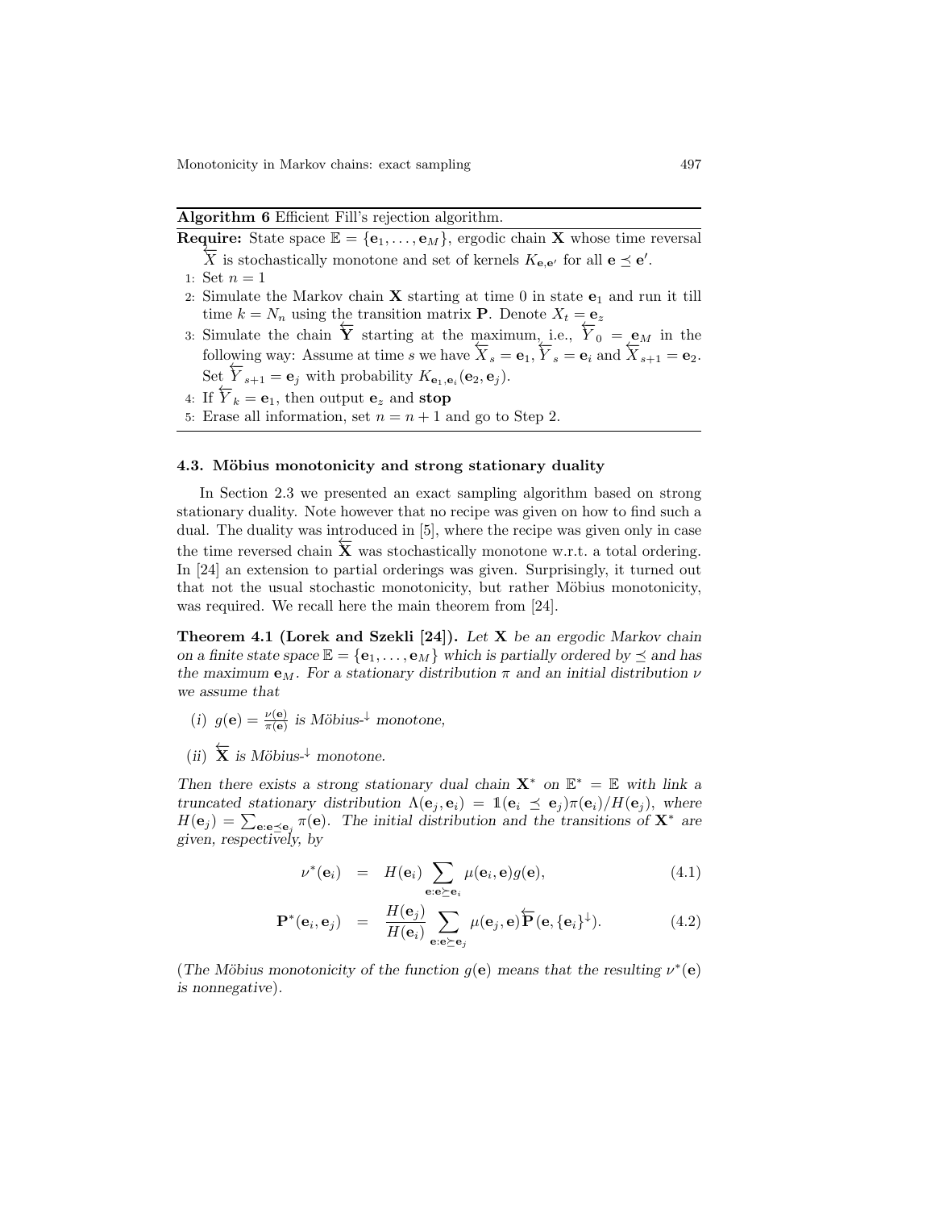**Algorithm 6** Efficient Fill's rejection algorithm.

**Require:** State space $\mathbb{E} = \{\mathbf{e}_1, \ldots, \mathbf{e}_M\}$, ergodic chain $\mathbf{X}$ whose time reversal $\overleftarrow{X}$ is stochastically monotone and set of kernels $K_{\mathbf{e},\mathbf{e}'}$ for all $\mathbf{e} \preceq \mathbf{e}'$.

1: Set $n = 1$
2: Simulate the Markov chain $\mathbf{X}$ starting at time 0 in state $\mathbf{e}_1$ and run it till time $k = N_n$ using the transition matrix $\mathbf{P}$. Denote $X_t = \mathbf{e}_z$
3: Simulate the chain $\overleftarrow{\mathbf{Y}}$ starting at the maximum, i.e., $\overleftarrow{Y}_0 = \mathbf{e}_M$ in the following way: Assume at time $s$ we have $\overleftarrow{X}_s = \mathbf{e}_1, \overleftarrow{Y}_s = \mathbf{e}_i$ and $\overleftarrow{X}_{s+1} = \mathbf{e}_2$. Set $\overleftarrow{Y}_{s+1} = \mathbf{e}_j$ with probability $K_{\mathbf{e}_1,\mathbf{e}_i}(\mathbf{e}_2, \mathbf{e}_j)$.
4: If $\overleftarrow{Y}_k = \mathbf{e}_1$, then output $\mathbf{e}_z$ and **stop**
5: Erase all information, set $n = n + 1$ and go to Step 2.

### 4.3. Möbius monotonicity and strong stationary duality

In Section 2.3 we presented an exact sampling algorithm based on strong stationary duality. Note however that no recipe was given on how to find such a dual. The duality was introduced in [5], where the recipe was given only in case the time reversed chain $\overleftarrow{\mathbf{X}}$ was stochastically monotone w.r.t. a total ordering. In [24] an extension to partial orderings was given. Surprisingly, it turned out that not the usual stochastic monotonicity, but rather Möbius monotonicity, was required. We recall here the main theorem from [24].

**Theorem 4.1 (Lorek and Szekli [24]).** *Let $\mathbf{X}$ be an ergodic Markov chain on a finite state space $\mathbb{E} = \{\mathbf{e}_1, \ldots, \mathbf{e}_M\}$ which is partially ordered by $\preceq$ and has the maximum $\mathbf{e}_M$. For a stationary distribution $\pi$ and an initial distribution $\nu$ we assume that*

(*i*) *$g(\mathbf{e}) = \frac{\nu(\mathbf{e})}{\pi(\mathbf{e})}$ is Möbius-$^\downarrow$ monotone,*

(*ii*) *$\overleftarrow{\mathbf{X}}$ is Möbius-$^\downarrow$ monotone.*

*Then there exists a strong stationary dual chain $\mathbf{X}^*$ on $\mathbb{E}^* = \mathbb{E}$ with link a truncated stationary distribution $\Lambda(\mathbf{e}_j, \mathbf{e}_i) = \mathbb{1}(\mathbf{e}_i \preceq \mathbf{e}_j)\pi(\mathbf{e}_i)/H(\mathbf{e}_j)$, where $H(\mathbf{e}_j) = \sum_{\mathbf{e}:\mathbf{e}\preceq\mathbf{e}_j} \pi(\mathbf{e})$. The initial distribution and the transitions of $\mathbf{X}^*$ are given, respectively, by*

$$\nu^*(\mathbf{e}_i) = H(\mathbf{e}_i) \sum_{\mathbf{e}:\mathbf{e}\succeq\mathbf{e}_i} \mu(\mathbf{e}_i, \mathbf{e}) g(\mathbf{e}), \tag{4.1}$$

$$\mathbf{P}^*(\mathbf{e}_i, \mathbf{e}_j) = \frac{H(\mathbf{e}_j)}{H(\mathbf{e}_i)} \sum_{\mathbf{e}:\mathbf{e}\succeq\mathbf{e}_j} \mu(\mathbf{e}_j, \mathbf{e}) \overleftarrow{\mathbf{P}}(\mathbf{e}, \{\mathbf{e}_i\}^\downarrow). \tag{4.2}$$

(*The Möbius monotonicity of the function $g(\mathbf{e})$ means that the resulting $\nu^*(\mathbf{e})$ is nonnegative*).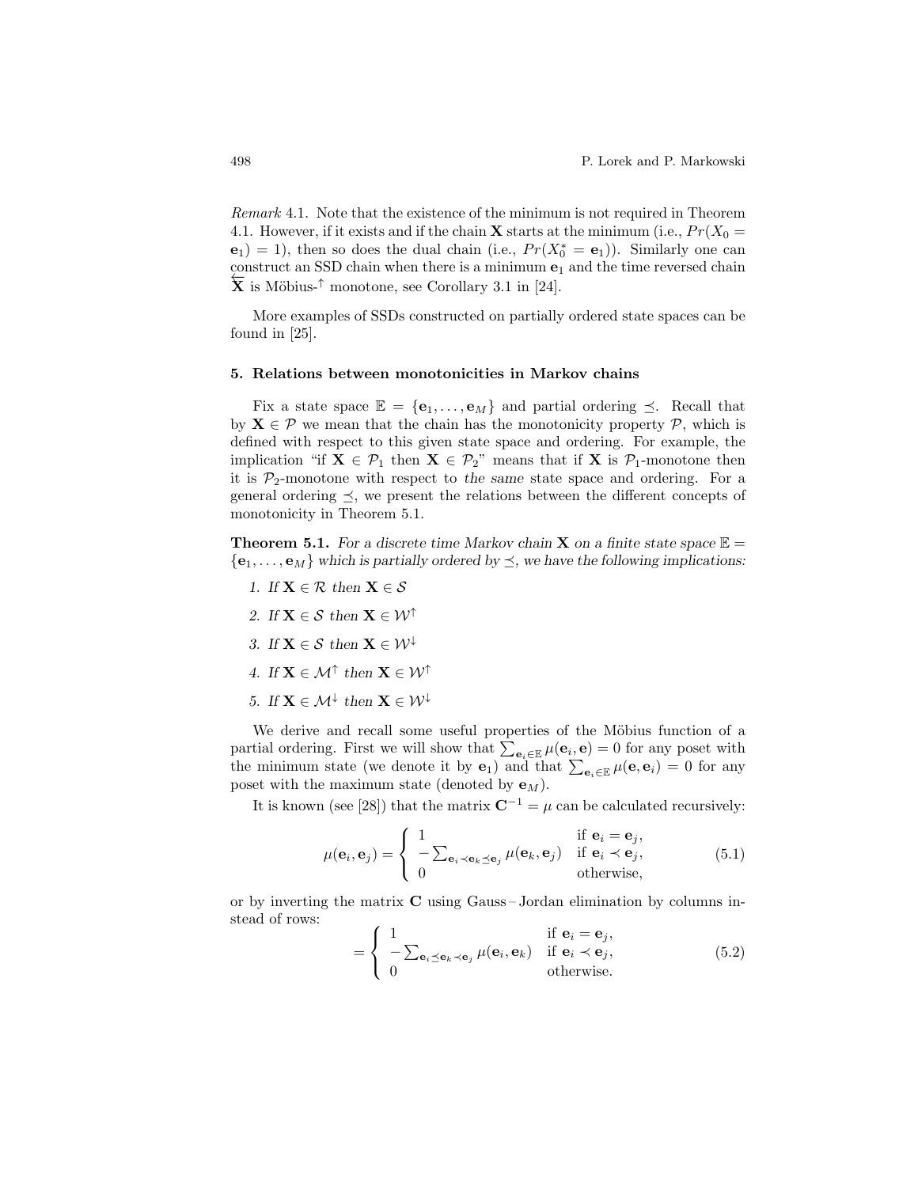*Remark* 4.1. Note that the existence of the minimum is not required in Theorem 4.1. However, if it exists and if the chain $\mathbf{X}$ starts at the minimum (i.e., $Pr(X_0 = \mathbf{e}_1) = 1$), then so does the dual chain (i.e., $Pr(X_0^* = \mathbf{e}_1)$). Similarly one can construct an SSD chain when there is a minimum $\mathbf{e}_1$ and the time reversed chain $\overleftarrow{\mathbf{X}}$ is Möbius-$^\uparrow$ monotone, see Corollary 3.1 in [24].

More examples of SSDs constructed on partially ordered state spaces can be found in [25].

## 5. Relations between monotonicities in Markov chains

Fix a state space $\mathbb{E} = \{\mathbf{e}_1, \ldots, \mathbf{e}_M\}$ and partial ordering $\preceq$. Recall that by $\mathbf{X} \in \mathcal{P}$ we mean that the chain has the monotonicity property $\mathcal{P}$, which is defined with respect to this given state space and ordering. For example, the implication "if $\mathbf{X} \in \mathcal{P}_1$ then $\mathbf{X} \in \mathcal{P}_2$" means that if $\mathbf{X}$ is $\mathcal{P}_1$-monotone then it is $\mathcal{P}_2$-monotone with respect to *the same* state space and ordering. For a general ordering $\preceq$, we present the relations between the different concepts of monotonicity in Theorem 5.1.

**Theorem 5.1.** *For a discrete time Markov chain $\mathbf{X}$ on a finite state space $\mathbb{E} = \{\mathbf{e}_1, \ldots, \mathbf{e}_M\}$ which is partially ordered by $\preceq$, we have the following implications:*

1. *If $\mathbf{X} \in \mathcal{R}$ then $\mathbf{X} \in \mathcal{S}$*
2. *If $\mathbf{X} \in \mathcal{S}$ then $\mathbf{X} \in \mathcal{W}^\uparrow$*
3. *If $\mathbf{X} \in \mathcal{S}$ then $\mathbf{X} \in \mathcal{W}^\downarrow$*
4. *If $\mathbf{X} \in \mathcal{M}^\uparrow$ then $\mathbf{X} \in \mathcal{W}^\uparrow$*
5. *If $\mathbf{X} \in \mathcal{M}^\downarrow$ then $\mathbf{X} \in \mathcal{W}^\downarrow$*

We derive and recall some useful properties of the Möbius function of a partial ordering. First we will show that $\sum_{\mathbf{e}_i \in \mathbb{E}} \mu(\mathbf{e}_i, \mathbf{e}) = 0$ for any poset with the minimum state (we denote it by $\mathbf{e}_1$) and that $\sum_{\mathbf{e}_i \in \mathbb{E}} \mu(\mathbf{e}, \mathbf{e}_i) = 0$ for any poset with the maximum state (denoted by $\mathbf{e}_M$).

It is known (see [28]) that the matrix $\mathbf{C}^{-1} = \mu$ can be calculated recursively:

$$\mu(\mathbf{e}_i, \mathbf{e}_j) = \begin{cases} 1 & \text{if } \mathbf{e}_i = \mathbf{e}_j, \\ -\sum_{\mathbf{e}_i \prec \mathbf{e}_k \preceq \mathbf{e}_j} \mu(\mathbf{e}_k, \mathbf{e}_j) & \text{if } \mathbf{e}_i \prec \mathbf{e}_j, \\ 0 & \text{otherwise,} \end{cases} \tag{5.1}$$

or by inverting the matrix $\mathbf{C}$ using Gauss – Jordan elimination by columns instead of rows:

$$= \begin{cases} 1 & \text{if } \mathbf{e}_i = \mathbf{e}_j, \\ -\sum_{\mathbf{e}_i \preceq \mathbf{e}_k \prec \mathbf{e}_j} \mu(\mathbf{e}_i, \mathbf{e}_k) & \text{if } \mathbf{e}_i \prec \mathbf{e}_j, \\ 0 & \text{otherwise.} \end{cases} \tag{5.2}$$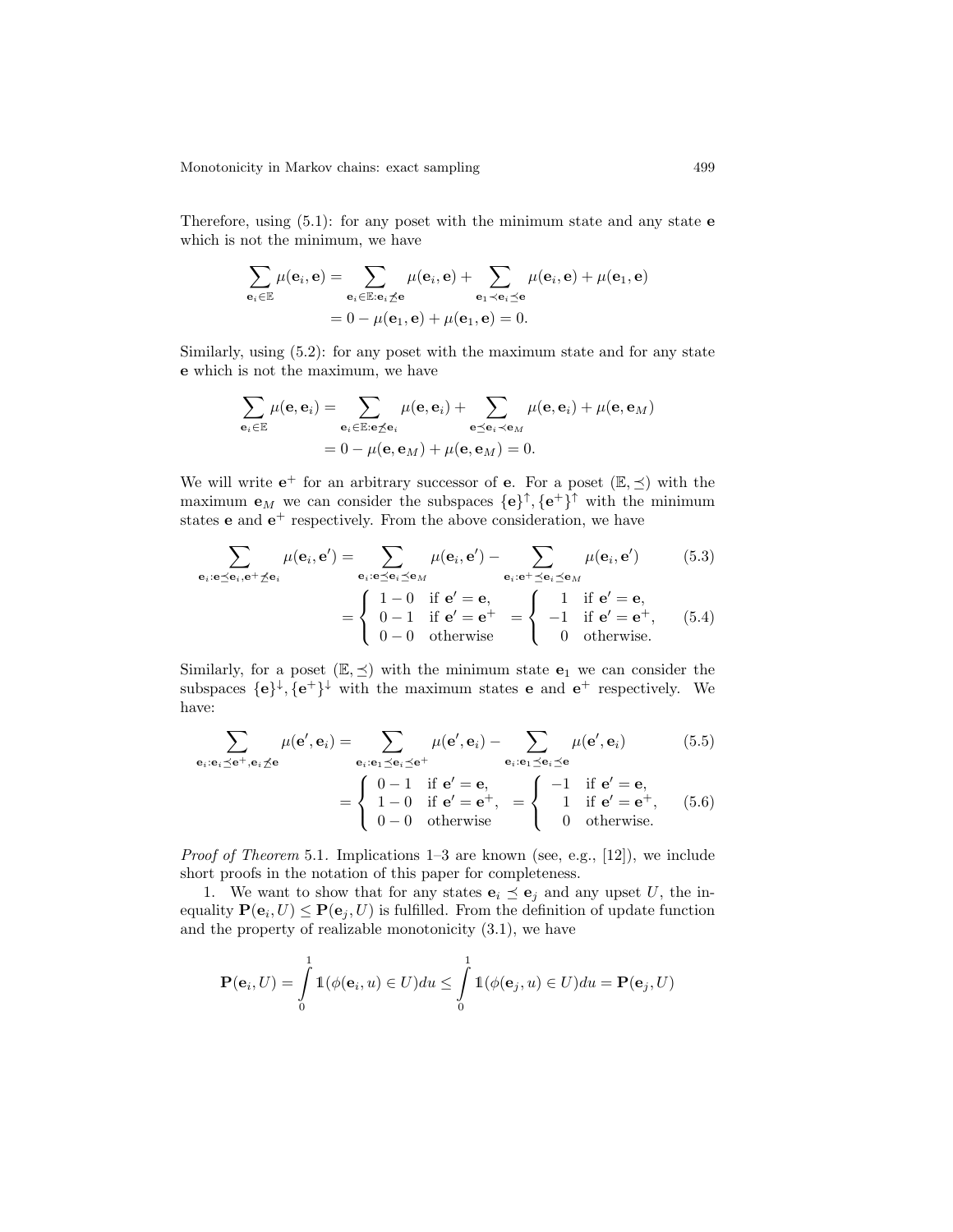Therefore, using (5.1): for any poset with the minimum state and any state $\mathbf{e}$ which is not the minimum, we have

$$
\begin{aligned}
\sum_{\mathbf{e}_i \in \mathbb{E}} \mu(\mathbf{e}_i, \mathbf{e}) &= \sum_{\mathbf{e}_i \in \mathbb{E} : \mathbf{e}_i \not\preceq \mathbf{e}} \mu(\mathbf{e}_i, \mathbf{e}) + \sum_{\mathbf{e}_1 \prec \mathbf{e}_i \preceq \mathbf{e}} \mu(\mathbf{e}_i, \mathbf{e}) + \mu(\mathbf{e}_1, \mathbf{e}) \\
&= 0 - \mu(\mathbf{e}_1, \mathbf{e}) + \mu(\mathbf{e}_1, \mathbf{e}) = 0.
\end{aligned}
$$

Similarly, using (5.2): for any poset with the maximum state and for any state $\mathbf{e}$ which is not the maximum, we have

$$
\begin{aligned}
\sum_{\mathbf{e}_i \in \mathbb{E}} \mu(\mathbf{e}, \mathbf{e}_i) &= \sum_{\mathbf{e}_i \in \mathbb{E} : \mathbf{e} \not\preceq \mathbf{e}_i} \mu(\mathbf{e}, \mathbf{e}_i) + \sum_{\mathbf{e} \preceq \mathbf{e}_i \prec \mathbf{e}_M} \mu(\mathbf{e}, \mathbf{e}_i) + \mu(\mathbf{e}, \mathbf{e}_M) \\
&= 0 - \mu(\mathbf{e}, \mathbf{e}_M) + \mu(\mathbf{e}, \mathbf{e}_M) = 0.
\end{aligned}
$$

We will write $\mathbf{e}^+$ for an arbitrary successor of $\mathbf{e}$. For a poset $(\mathbb{E}, \preceq)$ with the maximum $\mathbf{e}_M$ we can consider the subspaces $\{\mathbf{e}\}^\uparrow, \{\mathbf{e}^+\}^\uparrow$ with the minimum states $\mathbf{e}$ and $\mathbf{e}^+$ respectively. From the above consideration, we have

$$
\sum_{\mathbf{e}_i : \mathbf{e} \preceq \mathbf{e}_i, \mathbf{e}^+ \not\preceq \mathbf{e}_i} \mu(\mathbf{e}_i, \mathbf{e}') = \sum_{\mathbf{e}_i : \mathbf{e} \preceq \mathbf{e}_i \preceq \mathbf{e}_M} \mu(\mathbf{e}_i, \mathbf{e}') - \sum_{\mathbf{e}_i : \mathbf{e}^+ \preceq \mathbf{e}_i \preceq \mathbf{e}_M} \mu(\mathbf{e}_i, \mathbf{e}') \tag{5.3}
$$

$$
= \begin{cases} 1 - 0 & \text{if } \mathbf{e}' = \mathbf{e}, \\ 0 - 1 & \text{if } \mathbf{e}' = \mathbf{e}^+ \\ 0 - 0 & \text{otherwise} \end{cases} = \begin{cases} 1 & \text{if } \mathbf{e}' = \mathbf{e}, \\ -1 & \text{if } \mathbf{e}' = \mathbf{e}^+, \\ 0 & \text{otherwise.} \end{cases} \tag{5.4}
$$

Similarly, for a poset $(\mathbb{E}, \preceq)$ with the minimum state $\mathbf{e}_1$ we can consider the subspaces $\{\mathbf{e}\}^\downarrow, \{\mathbf{e}^+\}^\downarrow$ with the maximum states $\mathbf{e}$ and $\mathbf{e}^+$ respectively. We have:

$$
\sum_{\mathbf{e}_i : \mathbf{e}_i \preceq \mathbf{e}^+, \mathbf{e}_i \not\preceq \mathbf{e}} \mu(\mathbf{e}', \mathbf{e}_i) = \sum_{\mathbf{e}_i : \mathbf{e}_1 \preceq \mathbf{e}_i \preceq \mathbf{e}^+} \mu(\mathbf{e}', \mathbf{e}_i) - \sum_{\mathbf{e}_i : \mathbf{e}_1 \preceq \mathbf{e}_i \preceq \mathbf{e}} \mu(\mathbf{e}', \mathbf{e}_i) \tag{5.5}
$$

$$
= \begin{cases} 0 - 1 & \text{if } \mathbf{e}' = \mathbf{e}, \\ 1 - 0 & \text{if } \mathbf{e}' = \mathbf{e}^+, \\ 0 - 0 & \text{otherwise} \end{cases} = \begin{cases} -1 & \text{if } \mathbf{e}' = \mathbf{e}, \\ 1 & \text{if } \mathbf{e}' = \mathbf{e}^+, \\ 0 & \text{otherwise.} \end{cases} \tag{5.6}
$$

*Proof of Theorem* 5.1. Implications 1–3 are known (see, e.g., [12]), we include short proofs in the notation of this paper for completeness.

1. We want to show that for any states $\mathbf{e}_i \preceq \mathbf{e}_j$ and any upset $U$, the inequality $\mathbf{P}(\mathbf{e}_i, U) \leq \mathbf{P}(\mathbf{e}_j, U)$ is fulfilled. From the definition of update function and the property of realizable monotonicity (3.1), we have

$$
\mathbf{P}(\mathbf{e}_i, U) = \int_0^1 \mathbb{1}(\phi(\mathbf{e}_i, u) \in U) du \leq \int_0^1 \mathbb{1}(\phi(\mathbf{e}_j, u) \in U) du = \mathbf{P}(\mathbf{e}_j, U)
$$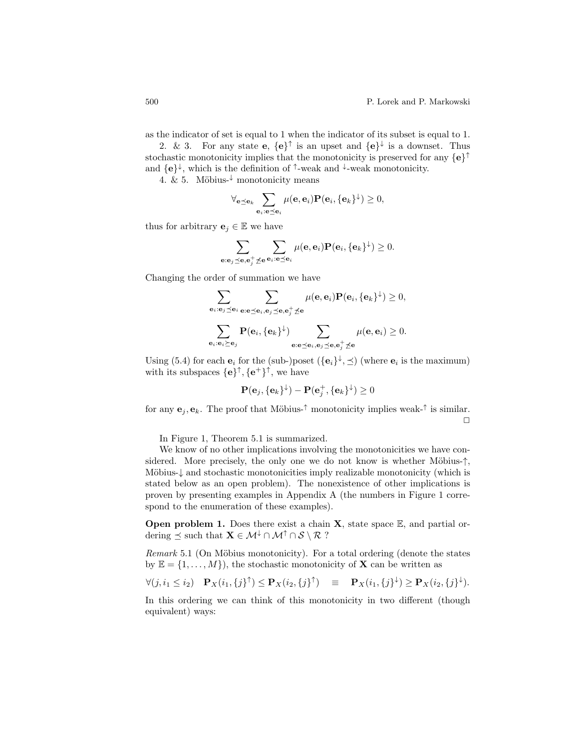as the indicator of set is equal to 1 when the indicator of its subset is equal to 1.

2. & 3. For any state $\mathbf{e}$, $\{\mathbf{e}\}^\uparrow$ is an upset and $\{\mathbf{e}\}^\downarrow$ is a downset. Thus stochastic monotonicity implies that the monotonicity is preserved for any $\{\mathbf{e}\}^\uparrow$ and $\{\mathbf{e}\}^\downarrow$, which is the definition of $^\uparrow$-weak and $^\downarrow$-weak monotonicity.

4. & 5. Möbius-$^\downarrow$ monotonicity means

$$\forall_{\mathbf{e} \preceq \mathbf{e}_k} \sum_{\mathbf{e}_i : \mathbf{e} \preceq \mathbf{e}_i} \mu(\mathbf{e}, \mathbf{e}_i) \mathbf{P}(\mathbf{e}_i, \{\mathbf{e}_k\}^\downarrow) \geq 0,$$

thus for arbitrary $\mathbf{e}_j \in \mathbb{E}$ we have

$$\sum_{\mathbf{e} : \mathbf{e}_j \preceq \mathbf{e}, \mathbf{e}_j^+ \npreceq \mathbf{e}} \sum_{\mathbf{e}_i : \mathbf{e} \preceq \mathbf{e}_i} \mu(\mathbf{e}, \mathbf{e}_i) \mathbf{P}(\mathbf{e}_i, \{\mathbf{e}_k\}^\downarrow) \geq 0.$$

Changing the order of summation we have

$$\sum_{\mathbf{e}_i : \mathbf{e}_j \preceq \mathbf{e}_i} \sum_{\mathbf{e} : \mathbf{e} \preceq \mathbf{e}_i, \mathbf{e}_j \preceq \mathbf{e}, \mathbf{e}_j^+ \npreceq \mathbf{e}} \mu(\mathbf{e}, \mathbf{e}_i) \mathbf{P}(\mathbf{e}_i, \{\mathbf{e}_k\}^\downarrow) \geq 0,$$

$$\sum_{\mathbf{e}_i : \mathbf{e}_i \succeq \mathbf{e}_j} \mathbf{P}(\mathbf{e}_i, \{\mathbf{e}_k\}^\downarrow) \sum_{\mathbf{e} : \mathbf{e} \preceq \mathbf{e}_i, \mathbf{e}_j \preceq \mathbf{e}, \mathbf{e}_j^+ \npreceq \mathbf{e}} \mu(\mathbf{e}, \mathbf{e}_i) \geq 0.$$

Using (5.4) for each $\mathbf{e}_i$ for the (sub-)poset $(\{\mathbf{e}_i\}^\downarrow, \preceq)$ (where $\mathbf{e}_i$ is the maximum) with its subspaces $\{\mathbf{e}\}^\uparrow, \{\mathbf{e}^+\}^\uparrow$, we have

$$\mathbf{P}(\mathbf{e}_j, \{\mathbf{e}_k\}^\downarrow) - \mathbf{P}(\mathbf{e}_j^+, \{\mathbf{e}_k\}^\downarrow) \geq 0$$

for any $\mathbf{e}_j, \mathbf{e}_k$. The proof that Möbius-$^\uparrow$ monotonicity implies weak-$^\uparrow$ is similar. □

In Figure 1, Theorem 5.1 is summarized.

We know of no other implications involving the monotonicities we have considered. More precisely, the only one we do not know is whether Möbius-$\uparrow$, Möbius-$\downarrow$ and stochastic monotonicities imply realizable monotonicity (which is stated below as an open problem). The nonexistence of other implications is proven by presenting examples in Appendix A (the numbers in Figure 1 correspond to the enumeration of these examples).

**Open problem 1.** Does there exist a chain $\mathbf{X}$, state space $\mathbb{E}$, and partial ordering $\preceq$ such that $\mathbf{X} \in \mathcal{M}^\downarrow \cap \mathcal{M}^\uparrow \cap \mathcal{S} \setminus \mathcal{R}$ ?

*Remark* 5.1 (On Möbius monotonicity). For a total ordering (denote the states by $\mathbb{E} = \{1, \ldots, M\}$), the stochastic monotonicity of $\mathbf{X}$ can be written as

$$\forall (j, i_1 \leq i_2) \quad \mathbf{P}_X(i_1, \{j\}^\uparrow) \leq \mathbf{P}_X(i_2, \{j\}^\uparrow) \quad \equiv \quad \mathbf{P}_X(i_1, \{j\}^\downarrow) \geq \mathbf{P}_X(i_2, \{j\}^\downarrow).$$

In this ordering we can think of this monotonicity in two different (though equivalent) ways: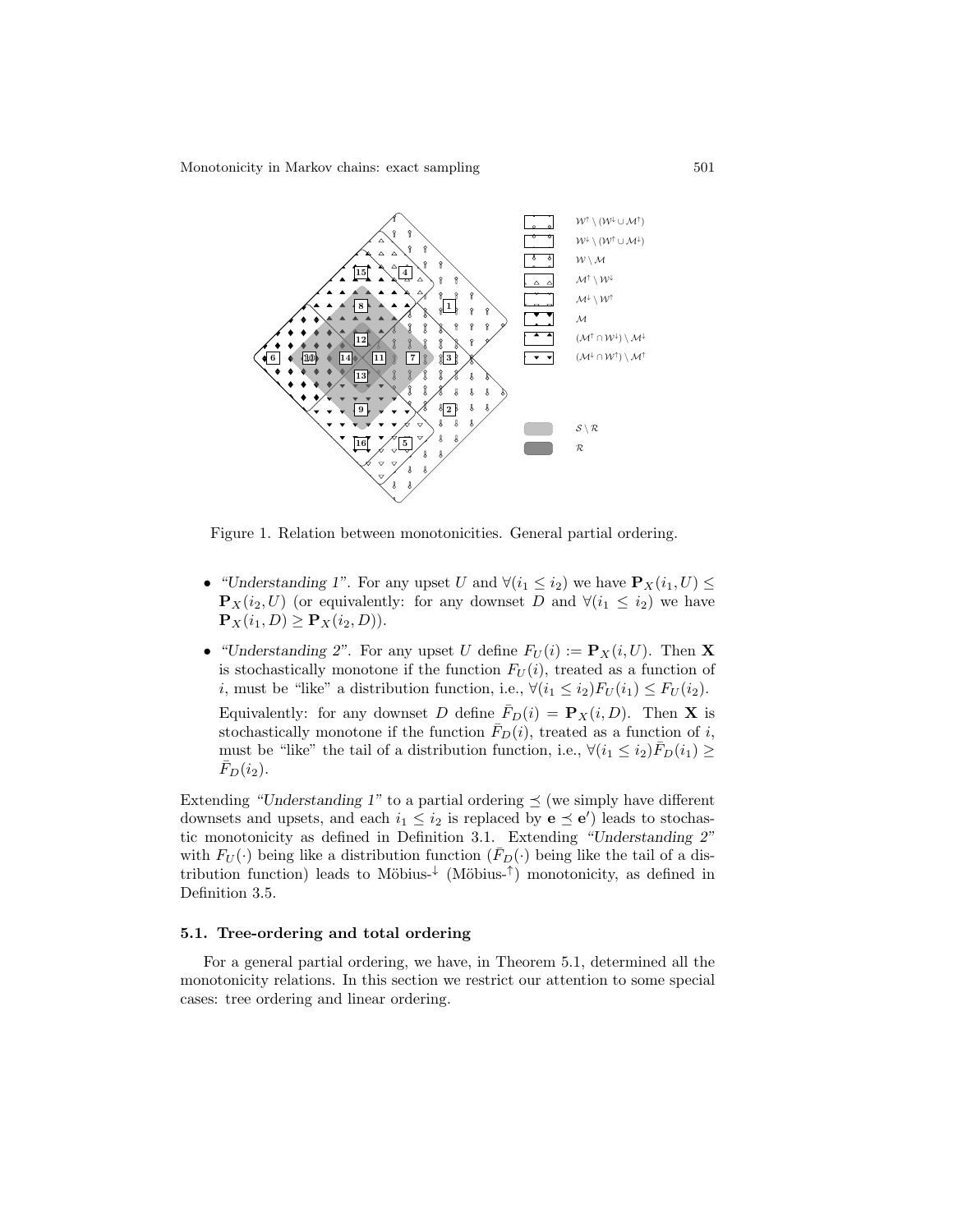$\mathcal{W}^{\uparrow} \setminus (\mathcal{W}^{\downarrow} \cup \mathcal{M}^{\uparrow})$

$\mathcal{W}^{\downarrow} \setminus (\mathcal{W}^{\uparrow} \cup \mathcal{M}^{\downarrow})$

$\mathcal{W} \setminus \mathcal{M}$

$\mathcal{M}^{\uparrow} \setminus \mathcal{W}^{\downarrow}$

$\mathcal{M}^{\downarrow} \setminus \mathcal{W}^{\uparrow}$

$\mathcal{M}$

$(\mathcal{M}^{\uparrow} \cap \mathcal{W}^{\downarrow}) \setminus \mathcal{M}^{\downarrow}$

$(\mathcal{M}^{\downarrow} \cap \mathcal{W}^{\uparrow}) \setminus \mathcal{M}^{\uparrow}$

$\mathcal{S} \setminus \mathcal{R}$

$\mathcal{R}$

1 2 3 4 5 6 7 8 9 10 11 12 13 14 15 16

Figure 1. Relation between monotonicities. General partial ordering.

- *"Understanding 1"*. For any upset $U$ and $\forall (i_1 \leq i_2)$ we have $\mathbf{P}_X(i_1, U) \leq \mathbf{P}_X(i_2, U)$ (or equivalently: for any downset $D$ and $\forall (i_1 \leq i_2)$ we have $\mathbf{P}_X(i_1, D) \geq \mathbf{P}_X(i_2, D)$).
- *"Understanding 2"*. For any upset $U$ define $F_U(i) := \mathbf{P}_X(i, U)$. Then $\mathbf{X}$ is stochastically monotone if the function $F_U(i)$, treated as a function of $i$, must be "like" a distribution function, i.e., $\forall (i_1 \leq i_2) F_U(i_1) \leq F_U(i_2)$.

  Equivalently: for any downset $D$ define $\bar{F}_D(i) = \mathbf{P}_X(i, D)$. Then $\mathbf{X}$ is stochastically monotone if the function $\bar{F}_D(i)$, treated as a function of $i$, must be "like" the tail of a distribution function, i.e., $\forall (i_1 \leq i_2) \bar{F}_D(i_1) \geq \bar{F}_D(i_2)$.

Extending *"Understanding 1"* to a partial ordering $\preceq$ (we simply have different downsets and upsets, and each $i_1 \leq i_2$ is replaced by $\mathbf{e} \preceq \mathbf{e}'$) leads to stochastic monotonicity as defined in Definition 3.1. Extending *"Understanding 2"* with $F_U(\cdot)$ being like a distribution function ($\bar{F}_D(\cdot)$ being like the tail of a distribution function) leads to Möbius-$^{\downarrow}$ (Möbius-$^{\uparrow}$) monotonicity, as defined in Definition 3.5.

### 5.1. Tree-ordering and total ordering

For a general partial ordering, we have, in Theorem 5.1, determined all the monotonicity relations. In this section we restrict our attention to some special cases: tree ordering and linear ordering.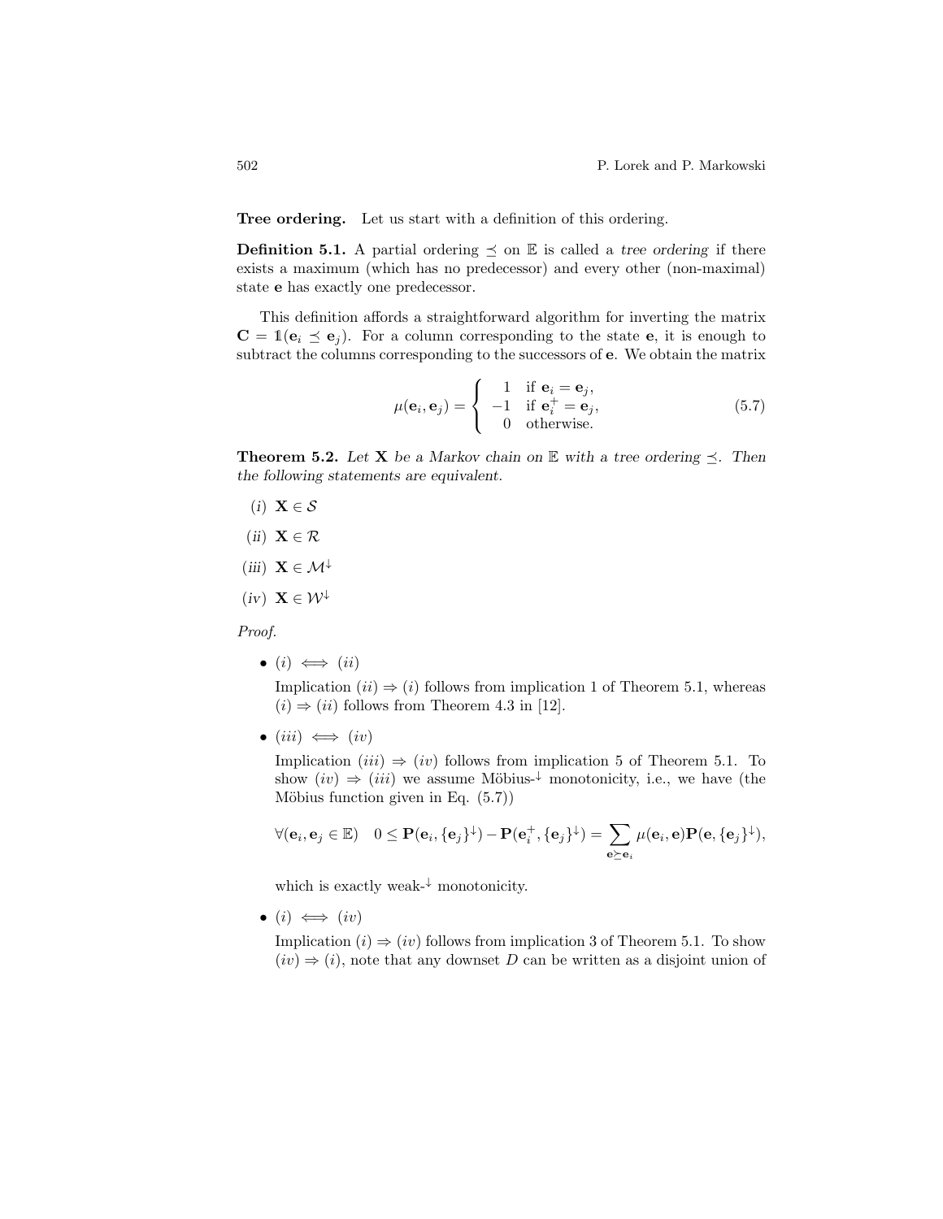**Tree ordering.** Let us start with a definition of this ordering.

**Definition 5.1.** A partial ordering $\preceq$ on $\mathbb{E}$ is called a *tree ordering* if there exists a maximum (which has no predecessor) and every other (non-maximal) state $\mathbf{e}$ has exactly one predecessor.

This definition affords a straightforward algorithm for inverting the matrix $\mathbf{C} = \mathbb{1}(\mathbf{e}_i \preceq \mathbf{e}_j)$. For a column corresponding to the state $\mathbf{e}$, it is enough to subtract the columns corresponding to the successors of $\mathbf{e}$. We obtain the matrix

$$\mu(\mathbf{e}_i, \mathbf{e}_j) = \begin{cases} 1 & \text{if } \mathbf{e}_i = \mathbf{e}_j, \\ -1 & \text{if } \mathbf{e}_i^+ = \mathbf{e}_j, \\ 0 & \text{otherwise.} \end{cases} \tag{5.7}$$

**Theorem 5.2.** *Let $\mathbf{X}$ be a Markov chain on $\mathbb{E}$ with a tree ordering $\preceq$. Then the following statements are equivalent.*

(*i*) $\mathbf{X} \in \mathcal{S}$

(*ii*) $\mathbf{X} \in \mathcal{R}$

(*iii*) $\mathbf{X} \in \mathcal{M}^{\downarrow}$

(*iv*) $\mathbf{X} \in \mathcal{W}^{\downarrow}$

*Proof.*

- $(i) \iff (ii)$

  Implication $(ii) \Rightarrow (i)$ follows from implication 1 of Theorem 5.1, whereas $(i) \Rightarrow (ii)$ follows from Theorem 4.3 in [12].

- $(iii) \iff (iv)$

  Implication $(iii) \Rightarrow (iv)$ follows from implication 5 of Theorem 5.1. To show $(iv) \Rightarrow (iii)$ we assume Möbius-$^{\downarrow}$ monotonicity, i.e., we have (the Möbius function given in Eq. (5.7))

  $$\forall(\mathbf{e}_i, \mathbf{e}_j \in \mathbb{E}) \quad 0 \leq \mathbf{P}(\mathbf{e}_i, \{\mathbf{e}_j\}^{\downarrow}) - \mathbf{P}(\mathbf{e}_i^+, \{\mathbf{e}_j\}^{\downarrow}) = \sum_{\mathbf{e} \succeq \mathbf{e}_i} \mu(\mathbf{e}_i, \mathbf{e}) \mathbf{P}(\mathbf{e}, \{\mathbf{e}_j\}^{\downarrow}),$$

  which is exactly weak-$^{\downarrow}$ monotonicity.

- $(i) \iff (iv)$

  Implication $(i) \Rightarrow (iv)$ follows from implication 3 of Theorem 5.1. To show $(iv) \Rightarrow (i)$, note that any downset $D$ can be written as a disjoint union of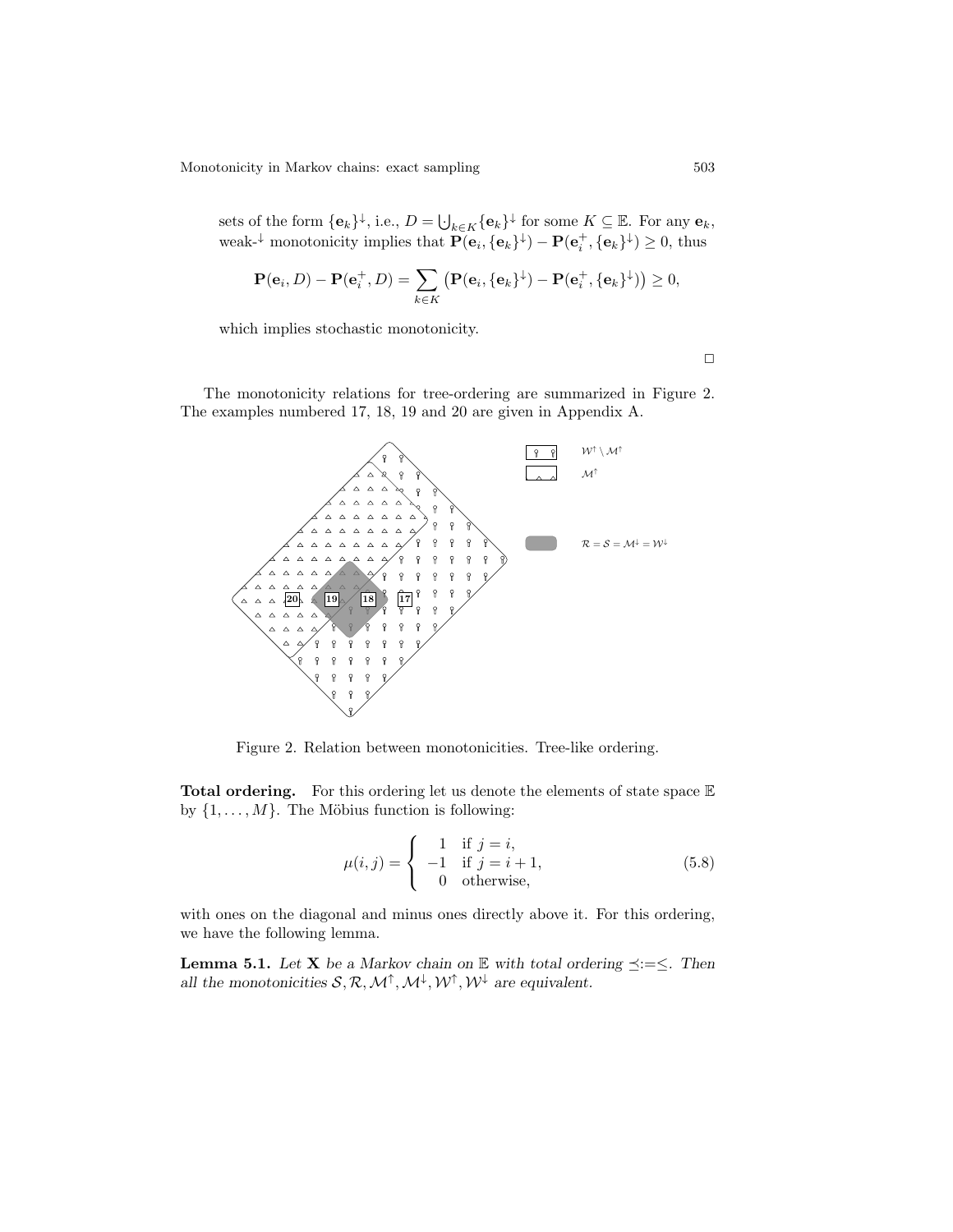sets of the form $\{\mathbf{e}_k\}^{\downarrow}$, i.e., $D = \bigcup_{k \in K} \{\mathbf{e}_k\}^{\downarrow}$ for some $K \subseteq \mathbb{E}$. For any $\mathbf{e}_k$, weak-$^{\downarrow}$ monotonicity implies that $\mathbf{P}(\mathbf{e}_i, \{\mathbf{e}_k\}^{\downarrow}) - \mathbf{P}(\mathbf{e}_i^+, \{\mathbf{e}_k\}^{\downarrow}) \geq 0$, thus

$$\mathbf{P}(\mathbf{e}_i, D) - \mathbf{P}(\mathbf{e}_i^+, D) = \sum_{k \in K} \left( \mathbf{P}(\mathbf{e}_i, \{\mathbf{e}_k\}^{\downarrow}) - \mathbf{P}(\mathbf{e}_i^+, \{\mathbf{e}_k\}^{\downarrow}) \right) \geq 0,$$

which implies stochastic monotonicity.

□

The monotonicity relations for tree-ordering are summarized in Figure 2. The examples numbered 17, 18, 19 and 20 are given in Appendix A.

20
19
18
17

$\mathcal{W}^{\uparrow} \setminus \mathcal{M}^{\uparrow}$

$\mathcal{M}^{\uparrow}$

$\mathcal{R} = \mathcal{S} = \mathcal{M}^{\downarrow} = \mathcal{W}^{\downarrow}$

Figure 2. Relation between monotonicities. Tree-like ordering.

**Total ordering.** For this ordering let us denote the elements of state space $\mathbb{E}$ by $\{1, \ldots, M\}$. The Möbius function is following:

$$\mu(i,j) = \begin{cases} 1 & \text{if } j = i, \\ -1 & \text{if } j = i+1, \\ 0 & \text{otherwise}, \end{cases} \tag{5.8}$$

with ones on the diagonal and minus ones directly above it. For this ordering, we have the following lemma.

**Lemma 5.1.** *Let* $\mathbf{X}$ *be a Markov chain on* $\mathbb{E}$ *with total ordering* $\preceq := \leq$*. Then all the monotonicities* $\mathcal{S}, \mathcal{R}, \mathcal{M}^{\uparrow}, \mathcal{M}^{\downarrow}, \mathcal{W}^{\uparrow}, \mathcal{W}^{\downarrow}$ *are equivalent.*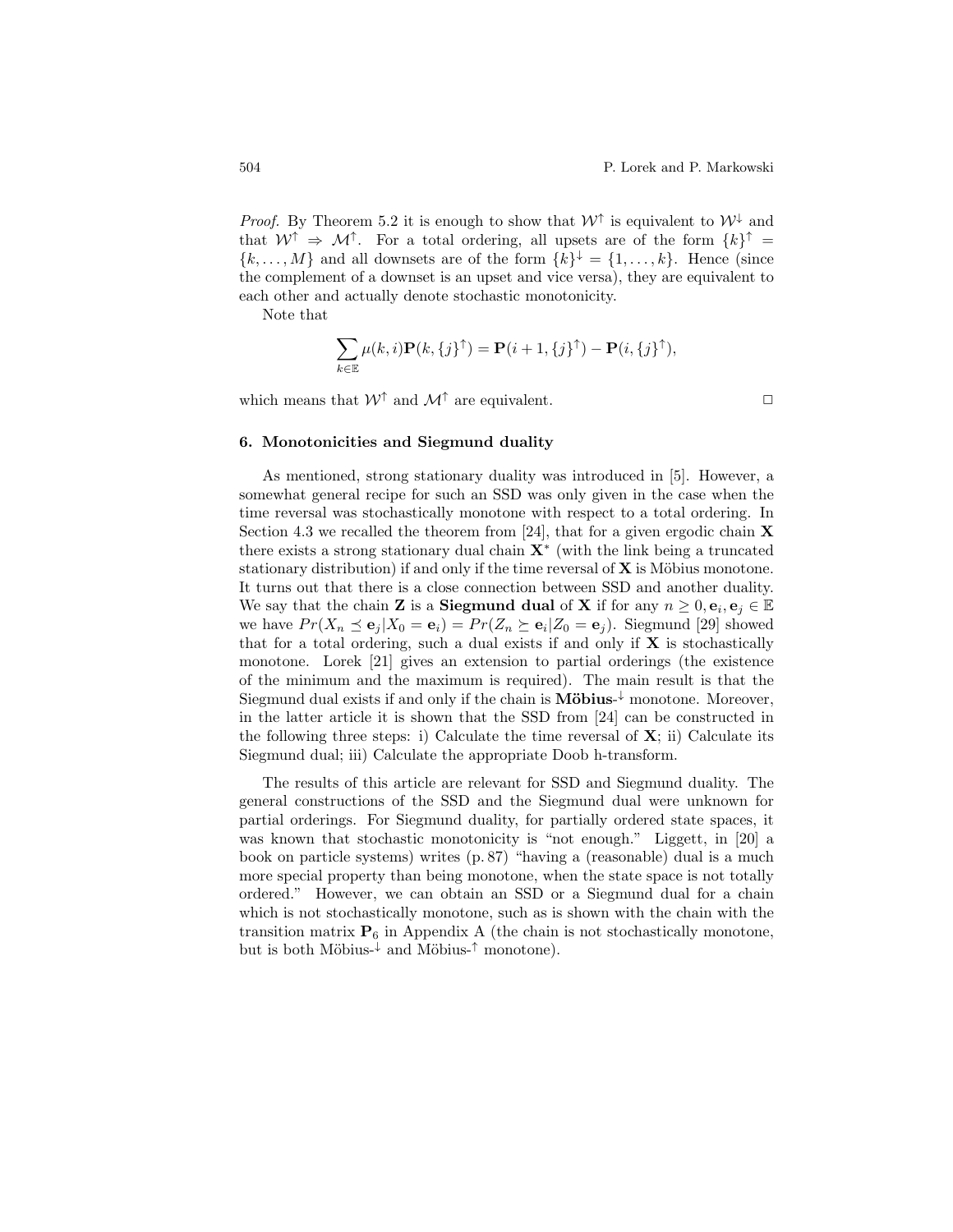*Proof.* By Theorem 5.2 it is enough to show that $\mathcal{W}^{\uparrow}$ is equivalent to $\mathcal{W}^{\downarrow}$ and that $\mathcal{W}^{\uparrow} \Rightarrow \mathcal{M}^{\uparrow}$. For a total ordering, all upsets are of the form $\{k\}^{\uparrow} = \{k, \ldots, M\}$ and all downsets are of the form $\{k\}^{\downarrow} = \{1, \ldots, k\}$. Hence (since the complement of a downset is an upset and vice versa), they are equivalent to each other and actually denote stochastic monotonicity.

Note that

$$\sum_{k \in \mathbb{E}} \mu(k, i) \mathbf{P}(k, \{j\}^{\uparrow}) = \mathbf{P}(i+1, \{j\}^{\uparrow}) - \mathbf{P}(i, \{j\}^{\uparrow}),$$

which means that $\mathcal{W}^{\uparrow}$ and $\mathcal{M}^{\uparrow}$ are equivalent. $\square$

## 6. Monotonicities and Siegmund duality

As mentioned, strong stationary duality was introduced in [5]. However, a somewhat general recipe for such an SSD was only given in the case when the time reversal was stochastically monotone with respect to a total ordering. In Section 4.3 we recalled the theorem from [24], that for a given ergodic chain $\mathbf{X}$ there exists a strong stationary dual chain $\mathbf{X}^*$ (with the link being a truncated stationary distribution) if and only if the time reversal of $\mathbf{X}$ is Möbius monotone. It turns out that there is a close connection between SSD and another duality. We say that the chain $\mathbf{Z}$ is a **Siegmund dual** of $\mathbf{X}$ if for any $n \geq 0, \mathbf{e}_i, \mathbf{e}_j \in \mathbb{E}$ we have $Pr(X_n \preceq \mathbf{e}_j | X_0 = \mathbf{e}_i) = Pr(Z_n \succeq \mathbf{e}_i | Z_0 = \mathbf{e}_j)$. Siegmund [29] showed that for a total ordering, such a dual exists if and only if $\mathbf{X}$ is stochastically monotone. Lorek [21] gives an extension to partial orderings (the existence of the minimum and the maximum is required). The main result is that the Siegmund dual exists if and only if the chain is **Möbius-**$^{\downarrow}$ monotone. Moreover, in the latter article it is shown that the SSD from [24] can be constructed in the following three steps: i) Calculate the time reversal of $\mathbf{X}$; ii) Calculate its Siegmund dual; iii) Calculate the appropriate Doob h-transform.

The results of this article are relevant for SSD and Siegmund duality. The general constructions of the SSD and the Siegmund dual were unknown for partial orderings. For Siegmund duality, for partially ordered state spaces, it was known that stochastic monotonicity is "not enough." Liggett, in [20] a book on particle systems) writes (p. 87) "having a (reasonable) dual is a much more special property than being monotone, when the state space is not totally ordered." However, we can obtain an SSD or a Siegmund dual for a chain which is not stochastically monotone, such as is shown with the chain with the transition matrix $\mathbf{P}_6$ in Appendix A (the chain is not stochastically monotone, but is both Möbius-$^{\downarrow}$ and Möbius-$^{\uparrow}$ monotone).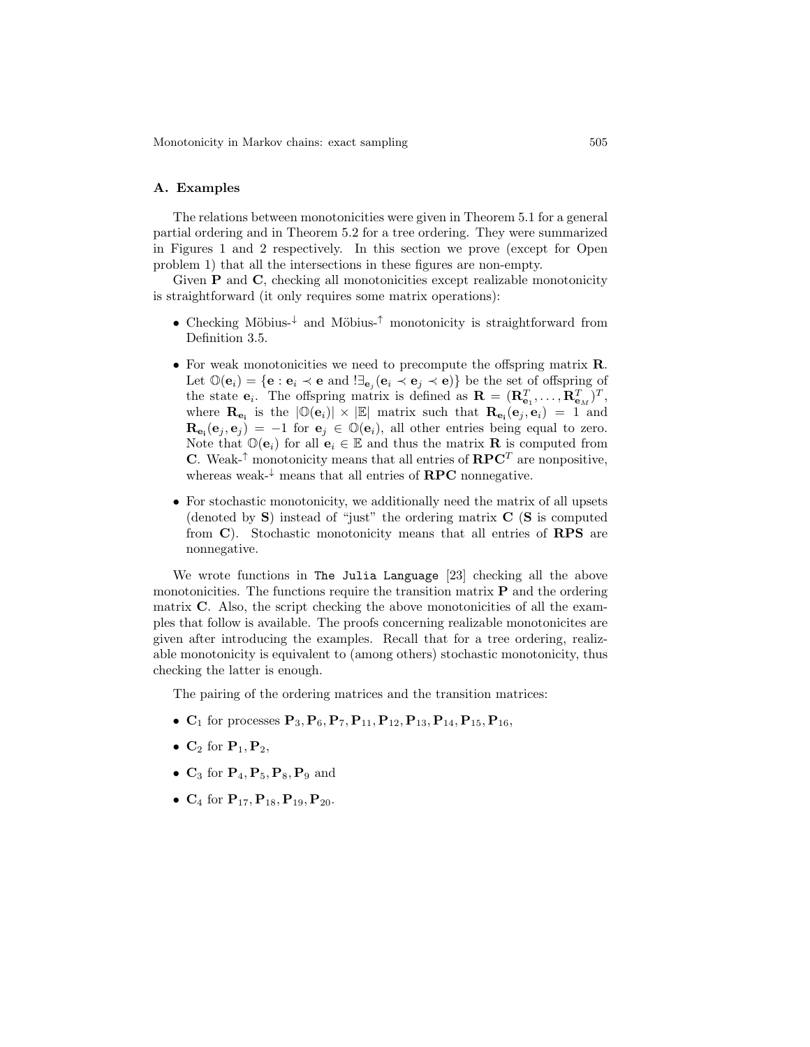## A. Examples

The relations between monotonicities were given in Theorem 5.1 for a general partial ordering and in Theorem 5.2 for a tree ordering. They were summarized in Figures 1 and 2 respectively. In this section we prove (except for Open problem 1) that all the intersections in these figures are non-empty.

Given $\mathbf{P}$ and $\mathbf{C}$, checking all monotonicities except realizable monotonicity is straightforward (it only requires some matrix operations):

- Checking Möbius-$^{\downarrow}$ and Möbius-$^{\uparrow}$ monotonicity is straightforward from Definition 3.5.
- For weak monotonicities we need to precompute the offspring matrix $\mathbf{R}$. Let $\mathbb{O}(\mathbf{e}_i) = \{\mathbf{e} : \mathbf{e}_i \prec \mathbf{e} \text{ and } !\exists_{\mathbf{e}_j}(\mathbf{e}_i \prec \mathbf{e}_j \prec \mathbf{e})\}$ be the set of offspring of the state $\mathbf{e}_i$. The offspring matrix is defined as $\mathbf{R} = (\mathbf{R}_{\mathbf{e}_1}^T, \ldots, \mathbf{R}_{\mathbf{e}_M}^T)^T$, where $\mathbf{R}_{\mathbf{e_i}}$ is the $|\mathbb{O}(\mathbf{e}_i)| \times |\mathbb{E}|$ matrix such that $\mathbf{R}_{\mathbf{e_i}}(\mathbf{e}_j, \mathbf{e}_i) = 1$ and $\mathbf{R}_{\mathbf{e_i}}(\mathbf{e}_j, \mathbf{e}_j) = -1$ for $\mathbf{e}_j \in \mathbb{O}(\mathbf{e}_i)$, all other entries being equal to zero. Note that $\mathbb{O}(\mathbf{e}_i)$ for all $\mathbf{e}_i \in \mathbb{E}$ and thus the matrix $\mathbf{R}$ is computed from $\mathbf{C}$. Weak-$^{\uparrow}$ monotonicity means that all entries of $\mathbf{RPC}^T$ are nonpositive, whereas weak-$^{\downarrow}$ means that all entries of $\mathbf{RPC}$ nonnegative.
- For stochastic monotonicity, we additionally need the matrix of all upsets (denoted by $\mathbf{S}$) instead of "just" the ordering matrix $\mathbf{C}$ ($\mathbf{S}$ is computed from $\mathbf{C}$). Stochastic monotonicity means that all entries of $\mathbf{RPS}$ are nonnegative.

We wrote functions in `The Julia Language` [23] checking all the above monotonicities. The functions require the transition matrix $\mathbf{P}$ and the ordering matrix $\mathbf{C}$. Also, the script checking the above monotonicities of all the examples that follow is available. The proofs concerning realizable monotonicites are given after introducing the examples. Recall that for a tree ordering, realizable monotonicity is equivalent to (among others) stochastic monotonicity, thus checking the latter is enough.

The pairing of the ordering matrices and the transition matrices:

- $\mathbf{C}_1$ for processes $\mathbf{P}_3, \mathbf{P}_6, \mathbf{P}_7, \mathbf{P}_{11}, \mathbf{P}_{12}, \mathbf{P}_{13}, \mathbf{P}_{14}, \mathbf{P}_{15}, \mathbf{P}_{16}$,
- $\mathbf{C}_2$ for $\mathbf{P}_1, \mathbf{P}_2$,
- $\mathbf{C}_3$ for $\mathbf{P}_4, \mathbf{P}_5, \mathbf{P}_8, \mathbf{P}_9$ and
- $\mathbf{C}_4$ for $\mathbf{P}_{17}, \mathbf{P}_{18}, \mathbf{P}_{19}, \mathbf{P}_{20}$.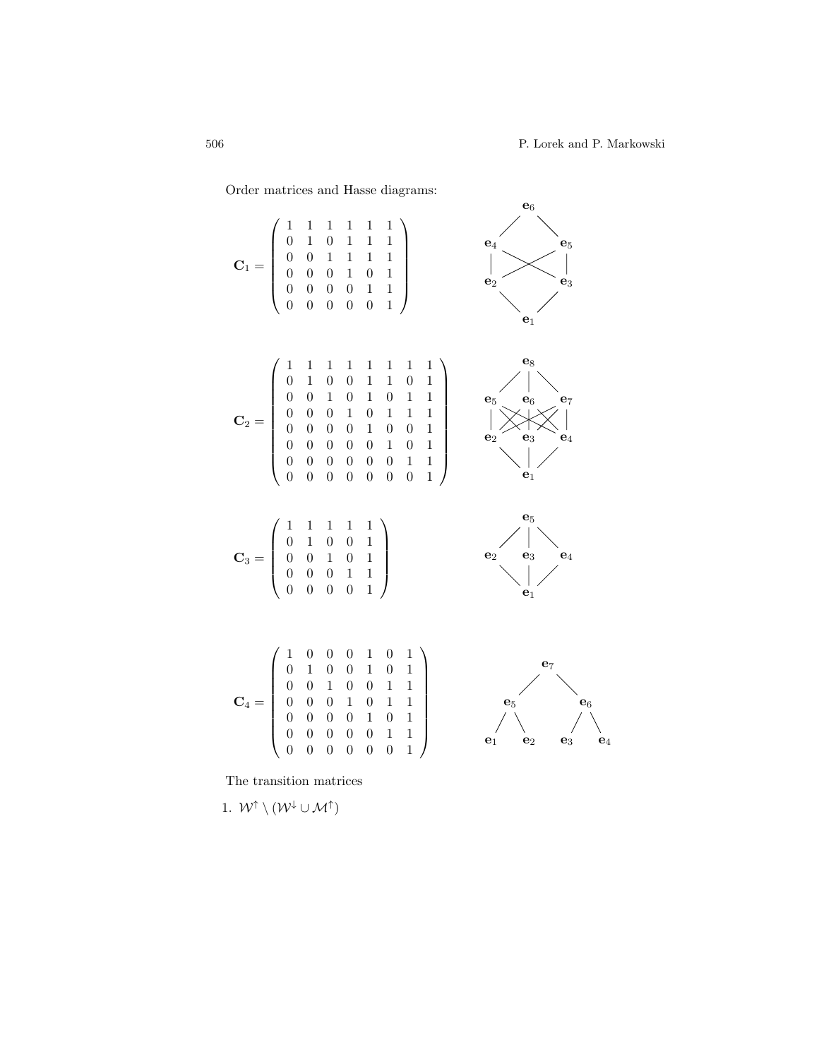Order matrices and Hasse diagrams:

$$
\mathbf{C}_1 = \begin{pmatrix} 1 & 1 & 1 & 1 & 1 & 1 \\ 0 & 1 & 0 & 1 & 1 & 1 \\ 0 & 0 & 1 & 1 & 1 & 1 \\ 0 & 0 & 0 & 1 & 0 & 1 \\ 0 & 0 & 0 & 0 & 1 & 1 \\ 0 & 0 & 0 & 0 & 0 & 1 \end{pmatrix}
$$

$\mathbf{e}_6$

$\mathbf{e}_4$ $\mathbf{e}_5$

$\mathbf{e}_2$ $\mathbf{e}_3$

$\mathbf{e}_1$

$$
\mathbf{C}_2 = \begin{pmatrix} 1 & 1 & 1 & 1 & 1 & 1 & 1 & 1 \\ 0 & 1 & 0 & 0 & 1 & 1 & 0 & 1 \\ 0 & 0 & 1 & 0 & 1 & 0 & 1 & 1 \\ 0 & 0 & 0 & 1 & 0 & 1 & 1 & 1 \\ 0 & 0 & 0 & 0 & 1 & 0 & 0 & 1 \\ 0 & 0 & 0 & 0 & 0 & 1 & 0 & 1 \\ 0 & 0 & 0 & 0 & 0 & 0 & 1 & 1 \\ 0 & 0 & 0 & 0 & 0 & 0 & 0 & 1 \end{pmatrix}
$$

$\mathbf{e}_8$

$\mathbf{e}_5$ $\mathbf{e}_6$ $\mathbf{e}_7$

$\mathbf{e}_2$ $\mathbf{e}_3$ $\mathbf{e}_4$

$\mathbf{e}_1$

$$
\mathbf{C}_3 = \begin{pmatrix} 1 & 1 & 1 & 1 & 1 \\ 0 & 1 & 0 & 0 & 1 \\ 0 & 0 & 1 & 0 & 1 \\ 0 & 0 & 0 & 1 & 1 \\ 0 & 0 & 0 & 0 & 1 \end{pmatrix}
$$

$\mathbf{e}_5$

$\mathbf{e}_2$ $\mathbf{e}_3$ $\mathbf{e}_4$

$\mathbf{e}_1$

$$
\mathbf{C}_4 = \begin{pmatrix} 1 & 0 & 0 & 0 & 1 & 0 & 1 \\ 0 & 1 & 0 & 0 & 1 & 0 & 1 \\ 0 & 0 & 1 & 0 & 0 & 1 & 1 \\ 0 & 0 & 0 & 1 & 0 & 1 & 1 \\ 0 & 0 & 0 & 0 & 1 & 0 & 1 \\ 0 & 0 & 0 & 0 & 0 & 1 & 1 \\ 0 & 0 & 0 & 0 & 0 & 0 & 1 \end{pmatrix}
$$

$\mathbf{e}_7$

$\mathbf{e}_5$ $\mathbf{e}_6$

$\mathbf{e}_1$ $\mathbf{e}_2$ $\mathbf{e}_3$ $\mathbf{e}_4$

The transition matrices

1. $\mathcal{W}^{\uparrow} \setminus (\mathcal{W}^{\downarrow} \cup \mathcal{M}^{\uparrow})$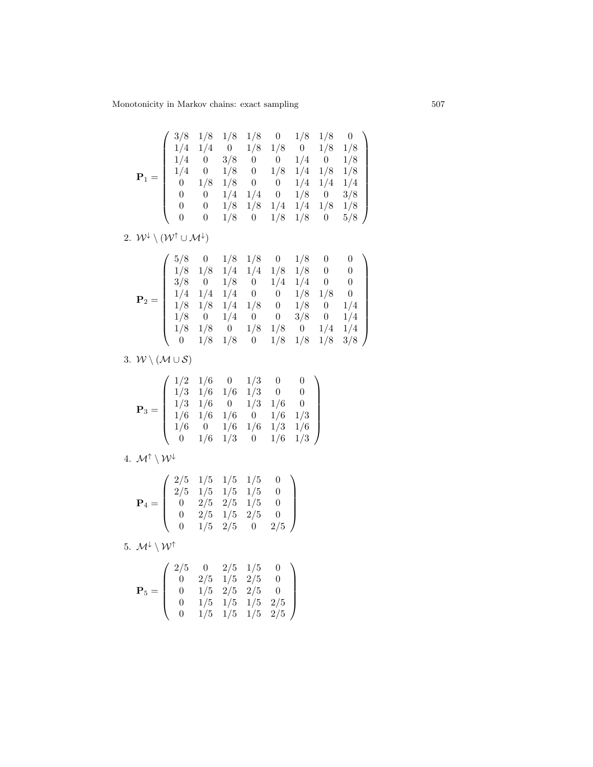$$
\mathbf{P}_1 = \begin{pmatrix}
3/8 & 1/8 & 1/8 & 1/8 & 0 & 1/8 & 1/8 & 0 \\
1/4 & 1/4 & 0 & 1/8 & 1/8 & 0 & 1/8 & 1/8 \\
1/4 & 0 & 3/8 & 0 & 0 & 1/4 & 0 & 1/8 \\
1/4 & 0 & 1/8 & 0 & 1/8 & 1/4 & 1/8 & 1/8 \\
0 & 1/8 & 1/8 & 0 & 0 & 1/4 & 1/4 & 1/4 \\
0 & 0 & 1/4 & 1/4 & 0 & 1/8 & 0 & 3/8 \\
0 & 0 & 1/8 & 1/8 & 1/4 & 1/4 & 1/8 & 1/8 \\
0 & 0 & 1/8 & 0 & 1/8 & 1/8 & 0 & 5/8
\end{pmatrix}
$$

2. $\mathcal{W}^{\downarrow} \setminus (\mathcal{W}^{\uparrow} \cup \mathcal{M}^{\downarrow})$

$$
\mathbf{P}_2 = \begin{pmatrix}
5/8 & 0 & 1/8 & 1/8 & 0 & 1/8 & 0 & 0 \\
1/8 & 1/8 & 1/4 & 1/4 & 1/8 & 1/8 & 0 & 0 \\
3/8 & 0 & 1/8 & 0 & 1/4 & 1/4 & 0 & 0 \\
1/4 & 1/4 & 1/4 & 0 & 0 & 1/8 & 1/8 & 0 \\
1/8 & 1/8 & 1/4 & 1/8 & 0 & 1/8 & 0 & 1/4 \\
1/8 & 0 & 1/4 & 0 & 0 & 3/8 & 0 & 1/4 \\
1/8 & 1/8 & 0 & 1/8 & 1/8 & 0 & 1/4 & 1/4 \\
0 & 1/8 & 1/8 & 0 & 1/8 & 1/8 & 1/8 & 3/8
\end{pmatrix}
$$

3. $\mathcal{W} \setminus (\mathcal{M} \cup \mathcal{S})$

$$
\mathbf{P}_3 = \begin{pmatrix}
1/2 & 1/6 & 0 & 1/3 & 0 & 0 \\
1/3 & 1/6 & 1/6 & 1/3 & 0 & 0 \\
1/3 & 1/6 & 0 & 1/3 & 1/6 & 0 \\
1/6 & 1/6 & 1/6 & 0 & 1/6 & 1/3 \\
1/6 & 0 & 1/6 & 1/6 & 1/3 & 1/6 \\
0 & 1/6 & 1/3 & 0 & 1/6 & 1/3
\end{pmatrix}
$$

4. $\mathcal{M}^{\uparrow} \setminus \mathcal{W}^{\downarrow}$

$$
\mathbf{P}_4 = \begin{pmatrix}
2/5 & 1/5 & 1/5 & 1/5 & 0 \\
2/5 & 1/5 & 1/5 & 1/5 & 0 \\
0 & 2/5 & 2/5 & 1/5 & 0 \\
0 & 2/5 & 1/5 & 2/5 & 0 \\
0 & 1/5 & 2/5 & 0 & 2/5
\end{pmatrix}
$$

5. $\mathcal{M}^{\downarrow} \setminus \mathcal{W}^{\uparrow}$

$$
\mathbf{P}_5 = \begin{pmatrix}
2/5 & 0 & 2/5 & 1/5 & 0 \\
0 & 2/5 & 1/5 & 2/5 & 0 \\
0 & 1/5 & 2/5 & 2/5 & 0 \\
0 & 1/5 & 1/5 & 1/5 & 2/5 \\
0 & 1/5 & 1/5 & 1/5 & 2/5
\end{pmatrix}
$$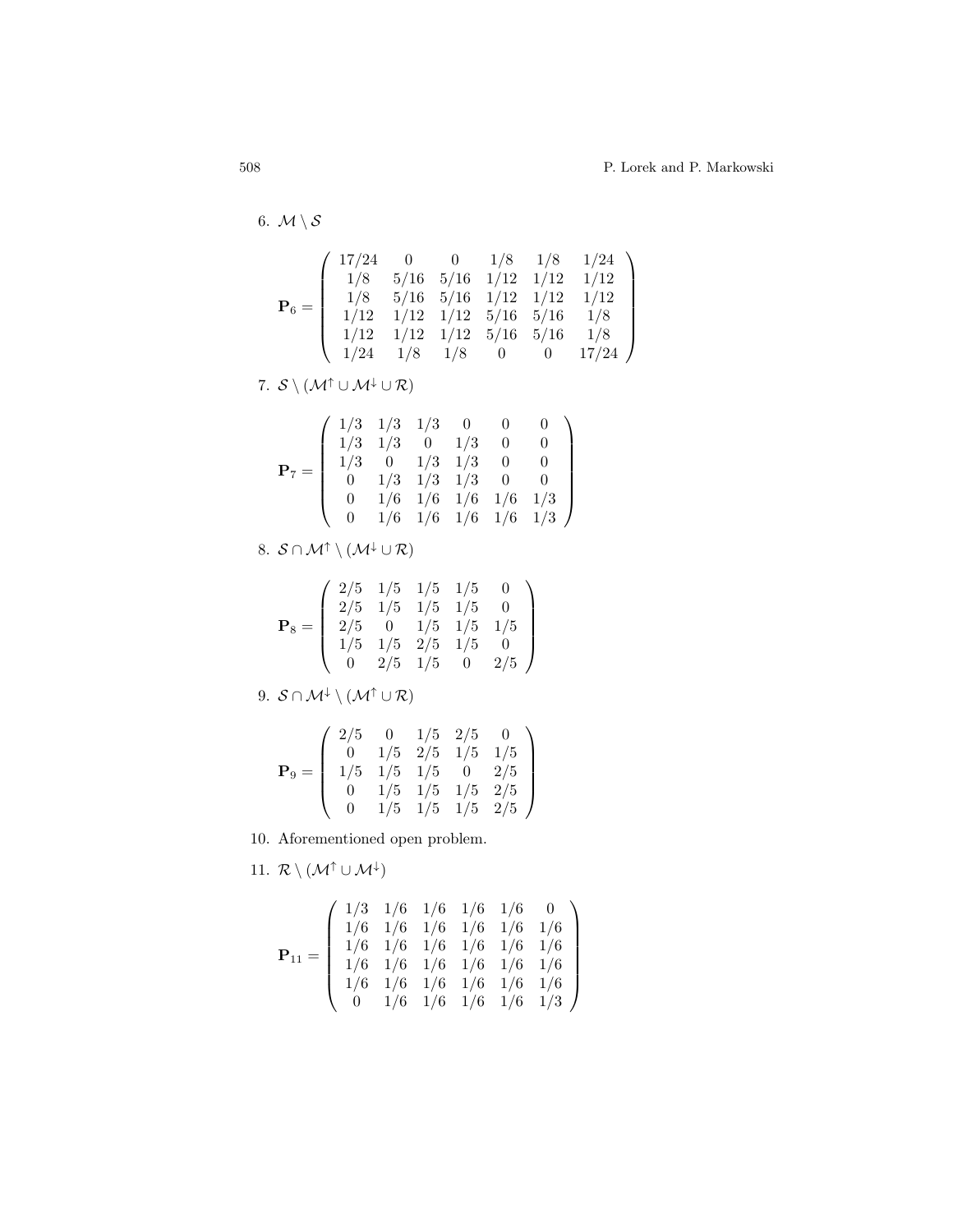6. $\mathcal{M} \setminus \mathcal{S}$

$$\mathbf{P}_6 = \begin{pmatrix} 17/24 & 0 & 0 & 1/8 & 1/8 & 1/24 \\ 1/8 & 5/16 & 5/16 & 1/12 & 1/12 & 1/12 \\ 1/8 & 5/16 & 5/16 & 1/12 & 1/12 & 1/12 \\ 1/12 & 1/12 & 1/12 & 5/16 & 5/16 & 1/8 \\ 1/12 & 1/12 & 1/12 & 5/16 & 5/16 & 1/8 \\ 1/24 & 1/8 & 1/8 & 0 & 0 & 17/24 \end{pmatrix}$$

7. $\mathcal{S} \setminus (\mathcal{M}^{\uparrow} \cup \mathcal{M}^{\downarrow} \cup \mathcal{R})$

$$\mathbf{P}_7 = \begin{pmatrix} 1/3 & 1/3 & 1/3 & 0 & 0 & 0 \\ 1/3 & 1/3 & 0 & 1/3 & 0 & 0 \\ 1/3 & 0 & 1/3 & 1/3 & 0 & 0 \\ 0 & 1/3 & 1/3 & 1/3 & 0 & 0 \\ 0 & 1/6 & 1/6 & 1/6 & 1/6 & 1/3 \\ 0 & 1/6 & 1/6 & 1/6 & 1/6 & 1/3 \end{pmatrix}$$

8. $\mathcal{S} \cap \mathcal{M}^{\uparrow} \setminus (\mathcal{M}^{\downarrow} \cup \mathcal{R})$

$$\mathbf{P}_8 = \begin{pmatrix} 2/5 & 1/5 & 1/5 & 1/5 & 0 \\ 2/5 & 1/5 & 1/5 & 1/5 & 0 \\ 2/5 & 0 & 1/5 & 1/5 & 1/5 \\ 1/5 & 1/5 & 2/5 & 1/5 & 0 \\ 0 & 2/5 & 1/5 & 0 & 2/5 \end{pmatrix}$$

9. $\mathcal{S} \cap \mathcal{M}^{\downarrow} \setminus (\mathcal{M}^{\uparrow} \cup \mathcal{R})$

$$\mathbf{P}_9 = \begin{pmatrix} 2/5 & 0 & 1/5 & 2/5 & 0 \\ 0 & 1/5 & 2/5 & 1/5 & 1/5 \\ 1/5 & 1/5 & 1/5 & 0 & 2/5 \\ 0 & 1/5 & 1/5 & 1/5 & 2/5 \\ 0 & 1/5 & 1/5 & 1/5 & 2/5 \end{pmatrix}$$

10. Aforementioned open problem.

11. $\mathcal{R} \setminus (\mathcal{M}^{\uparrow} \cup \mathcal{M}^{\downarrow})$

$$\mathbf{P}_{11} = \begin{pmatrix} 1/3 & 1/6 & 1/6 & 1/6 & 1/6 & 0 \\ 1/6 & 1/6 & 1/6 & 1/6 & 1/6 & 1/6 \\ 1/6 & 1/6 & 1/6 & 1/6 & 1/6 & 1/6 \\ 1/6 & 1/6 & 1/6 & 1/6 & 1/6 & 1/6 \\ 1/6 & 1/6 & 1/6 & 1/6 & 1/6 & 1/6 \\ 0 & 1/6 & 1/6 & 1/6 & 1/6 & 1/3 \end{pmatrix}$$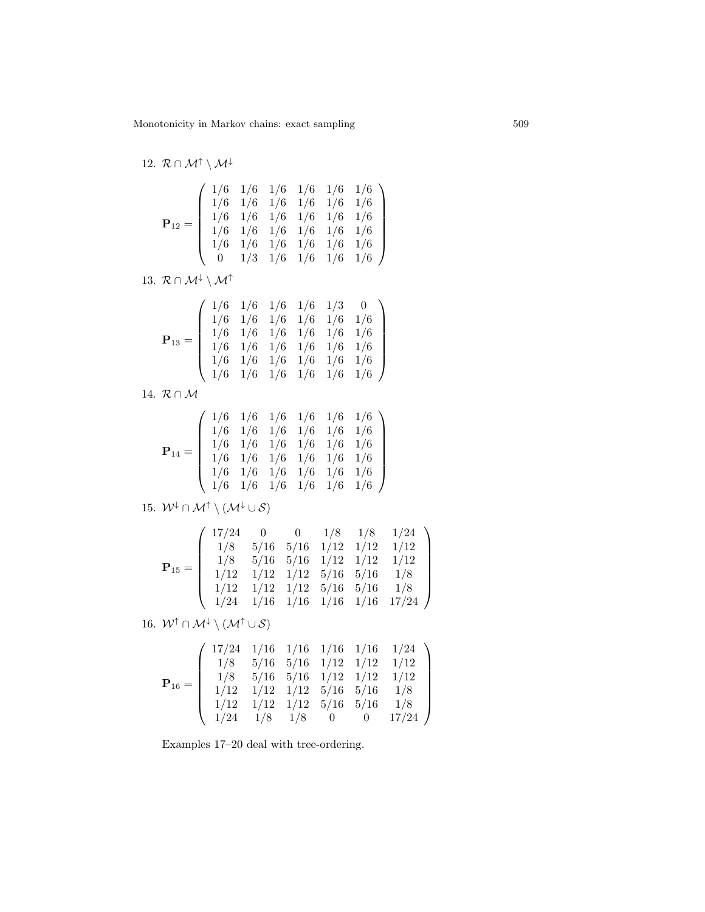12. $\mathcal{R} \cap \mathcal{M}^{\uparrow} \setminus \mathcal{M}^{\downarrow}$

$$\mathbf{P}_{12} = \begin{pmatrix} 1/6 & 1/6 & 1/6 & 1/6 & 1/6 & 1/6 \\ 1/6 & 1/6 & 1/6 & 1/6 & 1/6 & 1/6 \\ 1/6 & 1/6 & 1/6 & 1/6 & 1/6 & 1/6 \\ 1/6 & 1/6 & 1/6 & 1/6 & 1/6 & 1/6 \\ 1/6 & 1/6 & 1/6 & 1/6 & 1/6 & 1/6 \\ 0 & 1/3 & 1/6 & 1/6 & 1/6 & 1/6 \end{pmatrix}$$

13. $\mathcal{R} \cap \mathcal{M}^{\downarrow} \setminus \mathcal{M}^{\uparrow}$

$$\mathbf{P}_{13} = \begin{pmatrix} 1/6 & 1/6 & 1/6 & 1/6 & 1/3 & 0 \\ 1/6 & 1/6 & 1/6 & 1/6 & 1/6 & 1/6 \\ 1/6 & 1/6 & 1/6 & 1/6 & 1/6 & 1/6 \\ 1/6 & 1/6 & 1/6 & 1/6 & 1/6 & 1/6 \\ 1/6 & 1/6 & 1/6 & 1/6 & 1/6 & 1/6 \\ 1/6 & 1/6 & 1/6 & 1/6 & 1/6 & 1/6 \end{pmatrix}$$

14. $\mathcal{R} \cap \mathcal{M}$

$$\mathbf{P}_{14} = \begin{pmatrix} 1/6 & 1/6 & 1/6 & 1/6 & 1/6 & 1/6 \\ 1/6 & 1/6 & 1/6 & 1/6 & 1/6 & 1/6 \\ 1/6 & 1/6 & 1/6 & 1/6 & 1/6 & 1/6 \\ 1/6 & 1/6 & 1/6 & 1/6 & 1/6 & 1/6 \\ 1/6 & 1/6 & 1/6 & 1/6 & 1/6 & 1/6 \\ 1/6 & 1/6 & 1/6 & 1/6 & 1/6 & 1/6 \end{pmatrix}$$

15. $\mathcal{W}^{\downarrow} \cap \mathcal{M}^{\uparrow} \setminus (\mathcal{M}^{\downarrow} \cup \mathcal{S})$

$$\mathbf{P}_{15} = \begin{pmatrix} 17/24 & 0 & 0 & 1/8 & 1/8 & 1/24 \\ 1/8 & 5/16 & 5/16 & 1/12 & 1/12 & 1/12 \\ 1/8 & 5/16 & 5/16 & 1/12 & 1/12 & 1/12 \\ 1/12 & 1/12 & 1/12 & 5/16 & 5/16 & 1/8 \\ 1/12 & 1/12 & 1/12 & 5/16 & 5/16 & 1/8 \\ 1/24 & 1/16 & 1/16 & 1/16 & 1/16 & 17/24 \end{pmatrix}$$

16. $\mathcal{W}^{\uparrow} \cap \mathcal{M}^{\downarrow} \setminus (\mathcal{M}^{\uparrow} \cup \mathcal{S})$

$$\mathbf{P}_{16} = \begin{pmatrix} 17/24 & 1/16 & 1/16 & 1/16 & 1/16 & 1/24 \\ 1/8 & 5/16 & 5/16 & 1/12 & 1/12 & 1/12 \\ 1/8 & 5/16 & 5/16 & 1/12 & 1/12 & 1/12 \\ 1/12 & 1/12 & 1/12 & 5/16 & 5/16 & 1/8 \\ 1/12 & 1/12 & 1/12 & 5/16 & 5/16 & 1/8 \\ 1/24 & 1/8 & 1/8 & 0 & 0 & 17/24 \end{pmatrix}$$

Examples 17–20 deal with tree-ordering.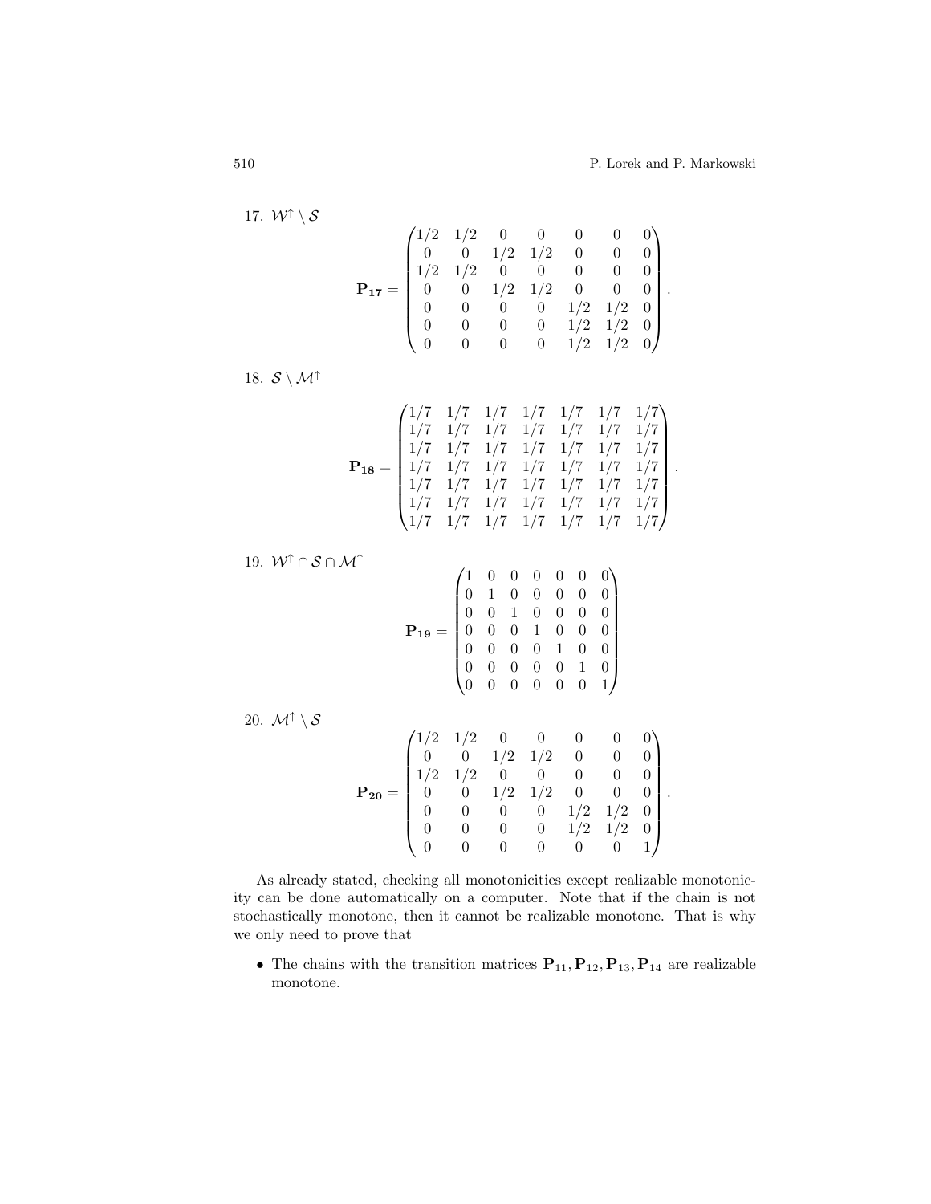17. $\mathcal{W}^{\uparrow} \setminus \mathcal{S}$

$$
\mathbf{P_{17}} = \begin{pmatrix}
1/2 & 1/2 & 0 & 0 & 0 & 0 & 0 \\
0 & 0 & 1/2 & 1/2 & 0 & 0 & 0 \\
1/2 & 1/2 & 0 & 0 & 0 & 0 & 0 \\
0 & 0 & 1/2 & 1/2 & 0 & 0 & 0 \\
0 & 0 & 0 & 0 & 1/2 & 1/2 & 0 \\
0 & 0 & 0 & 0 & 1/2 & 1/2 & 0 \\
0 & 0 & 0 & 0 & 1/2 & 1/2 & 0
\end{pmatrix}.
$$

18. $\mathcal{S} \setminus \mathcal{M}^{\uparrow}$

$$
\mathbf{P_{18}} = \begin{pmatrix}
1/7 & 1/7 & 1/7 & 1/7 & 1/7 & 1/7 & 1/7 \\
1/7 & 1/7 & 1/7 & 1/7 & 1/7 & 1/7 & 1/7 \\
1/7 & 1/7 & 1/7 & 1/7 & 1/7 & 1/7 & 1/7 \\
1/7 & 1/7 & 1/7 & 1/7 & 1/7 & 1/7 & 1/7 \\
1/7 & 1/7 & 1/7 & 1/7 & 1/7 & 1/7 & 1/7 \\
1/7 & 1/7 & 1/7 & 1/7 & 1/7 & 1/7 & 1/7 \\
1/7 & 1/7 & 1/7 & 1/7 & 1/7 & 1/7 & 1/7
\end{pmatrix}.
$$

19. $\mathcal{W}^{\uparrow} \cap \mathcal{S} \cap \mathcal{M}^{\uparrow}$

$$
\mathbf{P_{19}} = \begin{pmatrix}
1 & 0 & 0 & 0 & 0 & 0 & 0 \\
0 & 1 & 0 & 0 & 0 & 0 & 0 \\
0 & 0 & 1 & 0 & 0 & 0 & 0 \\
0 & 0 & 0 & 1 & 0 & 0 & 0 \\
0 & 0 & 0 & 0 & 1 & 0 & 0 \\
0 & 0 & 0 & 0 & 0 & 1 & 0 \\
0 & 0 & 0 & 0 & 0 & 0 & 1
\end{pmatrix}
$$

20. $\mathcal{M}^{\uparrow} \setminus \mathcal{S}$

$$
\mathbf{P_{20}} = \begin{pmatrix}
1/2 & 1/2 & 0 & 0 & 0 & 0 & 0 \\
0 & 0 & 1/2 & 1/2 & 0 & 0 & 0 \\
1/2 & 1/2 & 0 & 0 & 0 & 0 & 0 \\
0 & 0 & 1/2 & 1/2 & 0 & 0 & 0 \\
0 & 0 & 0 & 0 & 1/2 & 1/2 & 0 \\
0 & 0 & 0 & 0 & 1/2 & 1/2 & 0 \\
0 & 0 & 0 & 0 & 0 & 0 & 1
\end{pmatrix}.
$$

As already stated, checking all monotonicities except realizable monotonicity can be done automatically on a computer. Note that if the chain is not stochastically monotone, then it cannot be realizable monotone. That is why we only need to prove that

- The chains with the transition matrices $\mathbf{P}_{11}, \mathbf{P}_{12}, \mathbf{P}_{13}, \mathbf{P}_{14}$ are realizable monotone.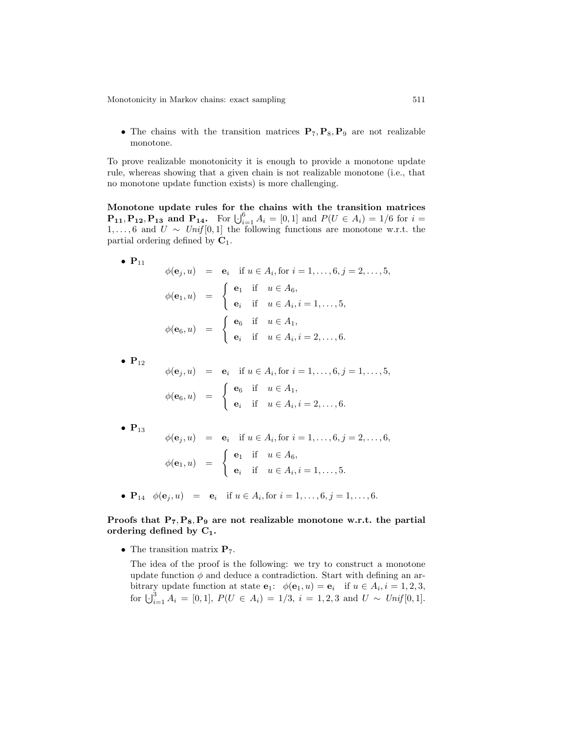- The chains with the transition matrices $\mathbf{P}_7, \mathbf{P}_8, \mathbf{P}_9$ are not realizable monotone.

To prove realizable monotonicity it is enough to provide a monotone update rule, whereas showing that a given chain is not realizable monotone (i.e., that no monotone update function exists) is more challenging.

**Monotone update rules for the chains with the transition matrices $\mathbf{P_{11}}, \mathbf{P_{12}}, \mathbf{P_{13}}$ and $\mathbf{P_{14}}$.** For $\bigcup_{i=1}^{6} A_i = [0,1]$ and $P(U \in A_i) = 1/6$ for $i = 1, \ldots, 6$ and $U \sim \mathit{Unif}[0,1]$ the following functions are monotone w.r.t. the partial ordering defined by $\mathbf{C}_1$.

- $\mathbf{P}_{11}$

$$
\begin{aligned}
\phi(\mathbf{e}_j, u) &= \mathbf{e}_i \quad \text{if } u \in A_i, \text{for } i = 1, \ldots, 6, j = 2, \ldots, 5, \\
\phi(\mathbf{e}_1, u) &= \begin{cases} \mathbf{e}_1 & \text{if} \quad u \in A_6, \\ \mathbf{e}_i & \text{if} \quad u \in A_i, i = 1, \ldots, 5, \end{cases} \\
\phi(\mathbf{e}_6, u) &= \begin{cases} \mathbf{e}_6 & \text{if} \quad u \in A_1, \\ \mathbf{e}_i & \text{if} \quad u \in A_i, i = 2, \ldots, 6. \end{cases}
\end{aligned}
$$

- $\mathbf{P}_{12}$

$$
\begin{aligned}
\phi(\mathbf{e}_j, u) &= \mathbf{e}_i \quad \text{if } u \in A_i, \text{for } i = 1, \ldots, 6, j = 1, \ldots, 5, \\
\phi(\mathbf{e}_6, u) &= \begin{cases} \mathbf{e}_6 & \text{if} \quad u \in A_1, \\ \mathbf{e}_i & \text{if} \quad u \in A_i, i = 2, \ldots, 6. \end{cases}
\end{aligned}
$$

- $\mathbf{P}_{13}$

$$
\begin{aligned}
\phi(\mathbf{e}_j, u) &= \mathbf{e}_i \quad \text{if } u \in A_i, \text{for } i = 1, \ldots, 6, j = 2, \ldots, 6, \\
\phi(\mathbf{e}_1, u) &= \begin{cases} \mathbf{e}_1 & \text{if} \quad u \in A_6, \\ \mathbf{e}_i & \text{if} \quad u \in A_i, i = 1, \ldots, 5. \end{cases}
\end{aligned}
$$

- $\mathbf{P}_{14}$ $\quad \phi(\mathbf{e}_j, u) \;=\; \mathbf{e}_i \quad \text{if } u \in A_i, \text{for } i = 1, \ldots, 6, j = 1, \ldots, 6.$

**Proofs that $\mathbf{P_7}, \mathbf{P_8}, \mathbf{P_9}$ are not realizable monotone w.r.t. the partial ordering defined by $\mathbf{C_1}$.**

- The transition matrix $\mathbf{P}_7$.

  The idea of the proof is the following: we try to construct a monotone update function $\phi$ and deduce a contradiction. Start with defining an arbitrary update function at state $\mathbf{e}_1$: $\phi(\mathbf{e}_1, u) = \mathbf{e}_i$ if $u \in A_i, i = 1, 2, 3,$ for $\bigcup_{i=1}^{3} A_i = [0,1]$, $P(U \in A_i) = 1/3$, $i = 1, 2, 3$ and $U \sim \mathit{Unif}[0,1]$.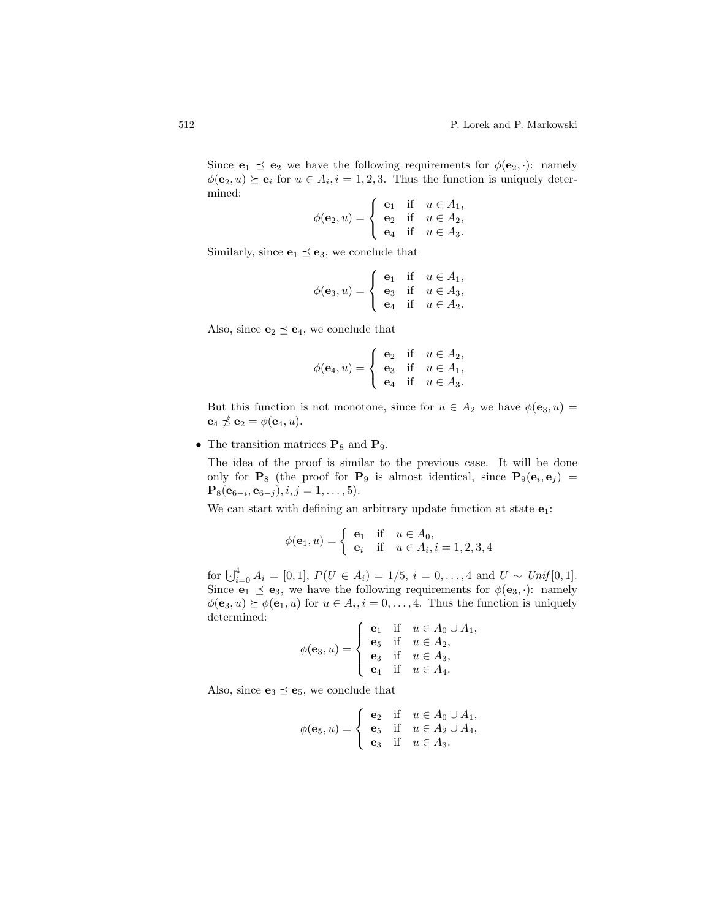Since $\mathbf{e}_1 \preceq \mathbf{e}_2$ we have the following requirements for $\phi(\mathbf{e}_2, \cdot)$: namely $\phi(\mathbf{e}_2, u) \succeq \mathbf{e}_i$ for $u \in A_i, i = 1, 2, 3$. Thus the function is uniquely determined:

$$\phi(\mathbf{e}_2, u) = \begin{cases} \mathbf{e}_1 & \text{if} \quad u \in A_1, \\ \mathbf{e}_2 & \text{if} \quad u \in A_2, \\ \mathbf{e}_4 & \text{if} \quad u \in A_3. \end{cases}$$

Similarly, since $\mathbf{e}_1 \preceq \mathbf{e}_3$, we conclude that

$$\phi(\mathbf{e}_3, u) = \begin{cases} \mathbf{e}_1 & \text{if} \quad u \in A_1, \\ \mathbf{e}_3 & \text{if} \quad u \in A_3, \\ \mathbf{e}_4 & \text{if} \quad u \in A_2. \end{cases}$$

Also, since $\mathbf{e}_2 \preceq \mathbf{e}_4$, we conclude that

$$\phi(\mathbf{e}_4, u) = \begin{cases} \mathbf{e}_2 & \text{if} \quad u \in A_2, \\ \mathbf{e}_3 & \text{if} \quad u \in A_1, \\ \mathbf{e}_4 & \text{if} \quad u \in A_3. \end{cases}$$

But this function is not monotone, since for $u \in A_2$ we have $\phi(\mathbf{e}_3, u) = \mathbf{e}_4 \not\preceq \mathbf{e}_2 = \phi(\mathbf{e}_4, u)$.

- The transition matrices $\mathbf{P}_8$ and $\mathbf{P}_9$.

  The idea of the proof is similar to the previous case. It will be done only for $\mathbf{P}_8$ (the proof for $\mathbf{P}_9$ is almost identical, since $\mathbf{P}_9(\mathbf{e}_i, \mathbf{e}_j) = \mathbf{P}_8(\mathbf{e}_{6-i}, \mathbf{e}_{6-j}), i, j = 1, \ldots, 5$).

  We can start with defining an arbitrary update function at state $\mathbf{e}_1$:

$$\phi(\mathbf{e}_1, u) = \begin{cases} \mathbf{e}_1 & \text{if} \quad u \in A_0, \\ \mathbf{e}_i & \text{if} \quad u \in A_i, i = 1, 2, 3, 4 \end{cases}$$

  for $\bigcup_{i=0}^{4} A_i = [0, 1]$, $P(U \in A_i) = 1/5$, $i = 0, \ldots, 4$ and $U \sim \mathit{Unif}[0, 1]$. Since $\mathbf{e}_1 \preceq \mathbf{e}_3$, we have the following requirements for $\phi(\mathbf{e}_3, \cdot)$: namely $\phi(\mathbf{e}_3, u) \succeq \phi(\mathbf{e}_1, u)$ for $u \in A_i, i = 0, \ldots, 4$. Thus the function is uniquely determined:

$$\phi(\mathbf{e}_3, u) = \begin{cases} \mathbf{e}_1 & \text{if} \quad u \in A_0 \cup A_1, \\ \mathbf{e}_5 & \text{if} \quad u \in A_2, \\ \mathbf{e}_3 & \text{if} \quad u \in A_3, \\ \mathbf{e}_4 & \text{if} \quad u \in A_4. \end{cases}$$

  Also, since $\mathbf{e}_3 \preceq \mathbf{e}_5$, we conclude that

$$\phi(\mathbf{e}_5, u) = \begin{cases} \mathbf{e}_2 & \text{if} \quad u \in A_0 \cup A_1, \\ \mathbf{e}_5 & \text{if} \quad u \in A_2 \cup A_4, \\ \mathbf{e}_3 & \text{if} \quad u \in A_3. \end{cases}$$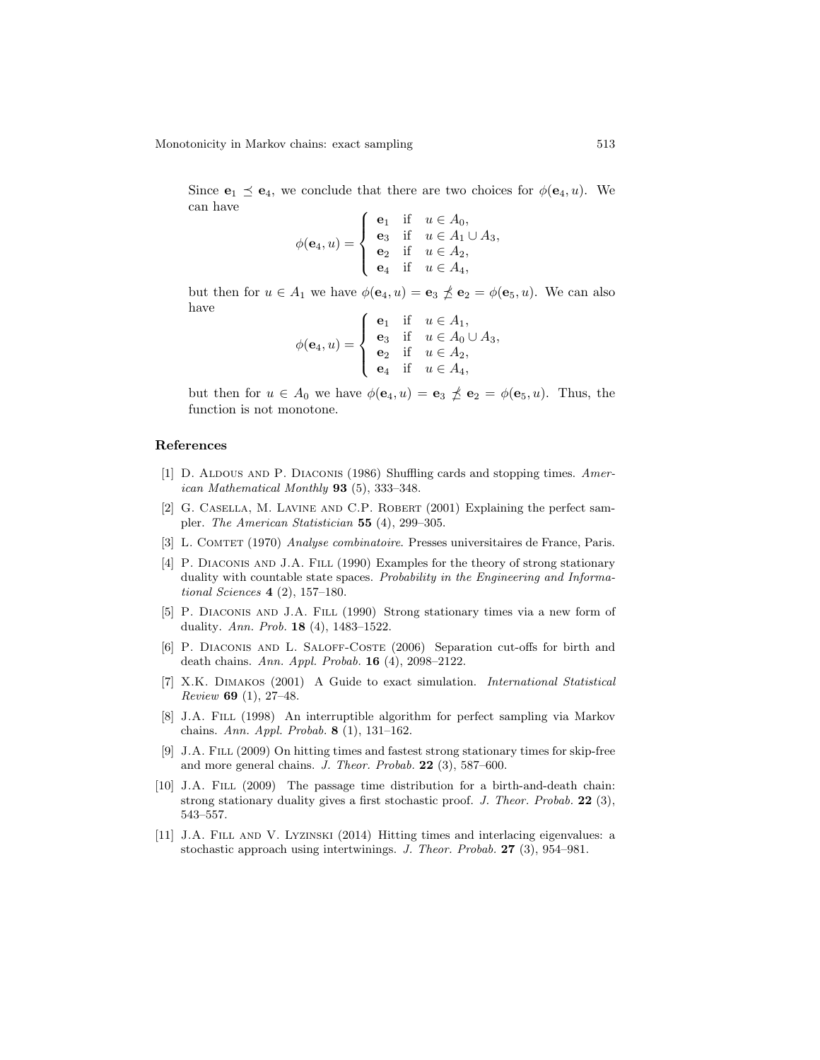Since $\mathbf{e}_1 \preceq \mathbf{e}_4$, we conclude that there are two choices for $\phi(\mathbf{e}_4, u)$. We can have

$$\phi(\mathbf{e}_4, u) = \begin{cases} \mathbf{e}_1 & \text{if} \quad u \in A_0, \\ \mathbf{e}_3 & \text{if} \quad u \in A_1 \cup A_3, \\ \mathbf{e}_2 & \text{if} \quad u \in A_2, \\ \mathbf{e}_4 & \text{if} \quad u \in A_4, \end{cases}$$

but then for $u \in A_1$ we have $\phi(\mathbf{e}_4, u) = \mathbf{e}_3 \not\preceq \mathbf{e}_2 = \phi(\mathbf{e}_5, u)$. We can also have

$$\phi(\mathbf{e}_4, u) = \begin{cases} \mathbf{e}_1 & \text{if} \quad u \in A_1, \\ \mathbf{e}_3 & \text{if} \quad u \in A_0 \cup A_3, \\ \mathbf{e}_2 & \text{if} \quad u \in A_2, \\ \mathbf{e}_4 & \text{if} \quad u \in A_4, \end{cases}$$

but then for $u \in A_0$ we have $\phi(\mathbf{e}_4, u) = \mathbf{e}_3 \not\preceq \mathbf{e}_2 = \phi(\mathbf{e}_5, u)$. Thus, the function is not monotone.

## References

[1] D. Aldous and P. Diaconis (1986) Shuffling cards and stopping times. *American Mathematical Monthly* **93** (5), 333–348.

[2] G. Casella, M. Lavine and C.P. Robert (2001) Explaining the perfect sampler. *The American Statistician* **55** (4), 299–305.

[3] L. Comtet (1970) *Analyse combinatoire*. Presses universitaires de France, Paris.

[4] P. Diaconis and J.A. Fill (1990) Examples for the theory of strong stationary duality with countable state spaces. *Probability in the Engineering and Informational Sciences* **4** (2), 157–180.

[5] P. Diaconis and J.A. Fill (1990) Strong stationary times via a new form of duality. *Ann. Prob.* **18** (4), 1483–1522.

[6] P. Diaconis and L. Saloff-Coste (2006) Separation cut-offs for birth and death chains. *Ann. Appl. Probab.* **16** (4), 2098–2122.

[7] X.K. Dimakos (2001) A Guide to exact simulation. *International Statistical Review* **69** (1), 27–48.

[8] J.A. Fill (1998) An interruptible algorithm for perfect sampling via Markov chains. *Ann. Appl. Probab.* **8** (1), 131–162.

[9] J.A. Fill (2009) On hitting times and fastest strong stationary times for skip-free and more general chains. *J. Theor. Probab.* **22** (3), 587–600.

[10] J.A. Fill (2009) The passage time distribution for a birth-and-death chain: strong stationary duality gives a first stochastic proof. *J. Theor. Probab.* **22** (3), 543–557.

[11] J.A. Fill and V. Lyzinski (2014) Hitting times and interlacing eigenvalues: a stochastic approach using intertwinings. *J. Theor. Probab.* **27** (3), 954–981.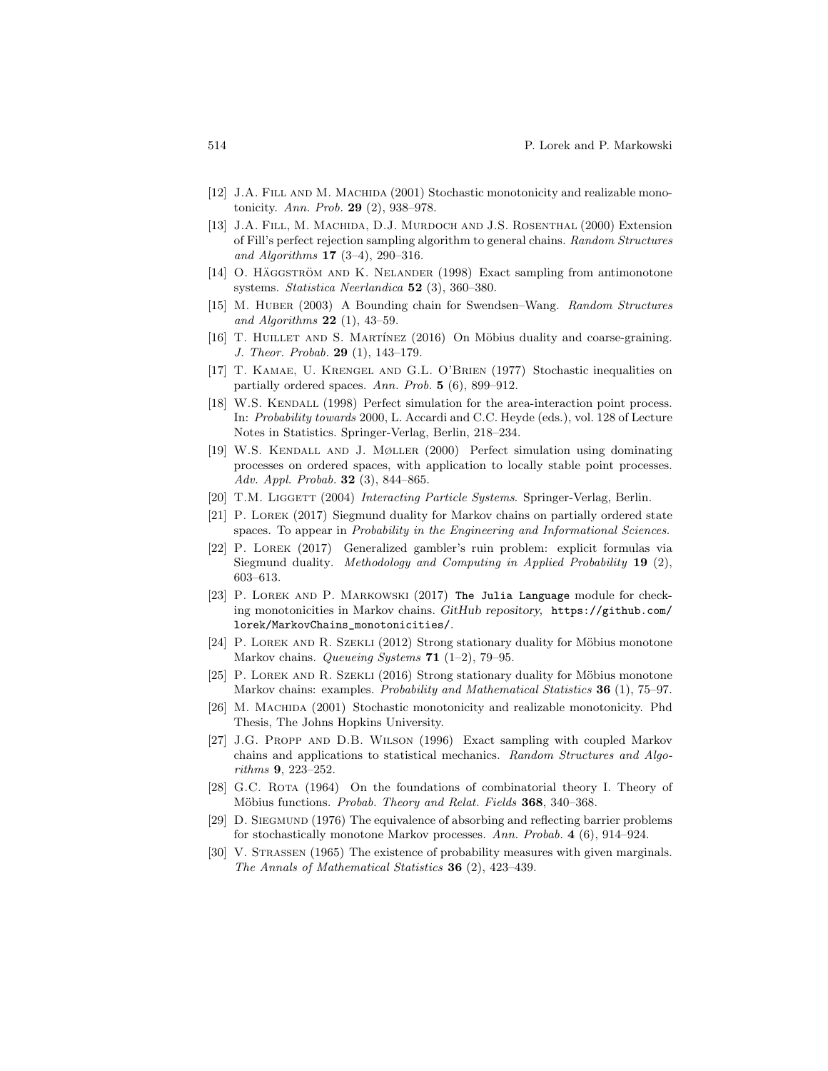[12] J.A. Fill and M. Machida (2001) Stochastic monotonicity and realizable monotonicity. *Ann. Prob.* **29** (2), 938–978.

[13] J.A. Fill, M. Machida, D.J. Murdoch and J.S. Rosenthal (2000) Extension of Fill's perfect rejection sampling algorithm to general chains. *Random Structures and Algorithms* **17** (3–4), 290–316.

[14] O. Häggström and K. Nelander (1998) Exact sampling from antimonotone systems. *Statistica Neerlandica* **52** (3), 360–380.

[15] M. Huber (2003) A Bounding chain for Swendsen–Wang. *Random Structures and Algorithms* **22** (1), 43–59.

[16] T. Huillet and S. Martínez (2016) On Möbius duality and coarse-graining. *J. Theor. Probab.* **29** (1), 143–179.

[17] T. Kamae, U. Krengel and G.L. O'Brien (1977) Stochastic inequalities on partially ordered spaces. *Ann. Prob.* **5** (6), 899–912.

[18] W.S. Kendall (1998) Perfect simulation for the area-interaction point process. In: *Probability towards* 2000, L. Accardi and C.C. Heyde (eds.), vol. 128 of Lecture Notes in Statistics. Springer-Verlag, Berlin, 218–234.

[19] W.S. Kendall and J. Møller (2000) Perfect simulation using dominating processes on ordered spaces, with application to locally stable point processes. *Adv. Appl. Probab.* **32** (3), 844–865.

[20] T.M. Liggett (2004) *Interacting Particle Systems*. Springer-Verlag, Berlin.

[21] P. Lorek (2017) Siegmund duality for Markov chains on partially ordered state spaces. To appear in *Probability in the Engineering and Informational Sciences*.

[22] P. Lorek (2017) Generalized gambler's ruin problem: explicit formulas via Siegmund duality. *Methodology and Computing in Applied Probability* **19** (2), 603–613.

[23] P. Lorek and P. Markowski (2017) `The Julia Language` module for checking monotonicities in Markov chains. *GitHub repository,* `https://github.com/lorek/MarkovChains_monotonicities/`.

[24] P. Lorek and R. Szekli (2012) Strong stationary duality for Möbius monotone Markov chains. *Queueing Systems* **71** (1–2), 79–95.

[25] P. Lorek and R. Szekli (2016) Strong stationary duality for Möbius monotone Markov chains: examples. *Probability and Mathematical Statistics* **36** (1), 75–97.

[26] M. Machida (2001) Stochastic monotonicity and realizable monotonicity. Phd Thesis, The Johns Hopkins University.

[27] J.G. Propp and D.B. Wilson (1996) Exact sampling with coupled Markov chains and applications to statistical mechanics. *Random Structures and Algorithms* **9**, 223–252.

[28] G.C. Rota (1964) On the foundations of combinatorial theory I. Theory of Möbius functions. *Probab. Theory and Relat. Fields* **368**, 340–368.

[29] D. Siegmund (1976) The equivalence of absorbing and reflecting barrier problems for stochastically monotone Markov processes. *Ann. Probab.* **4** (6), 914–924.

[30] V. Strassen (1965) The existence of probability measures with given marginals. *The Annals of Mathematical Statistics* **36** (2), 423–439.